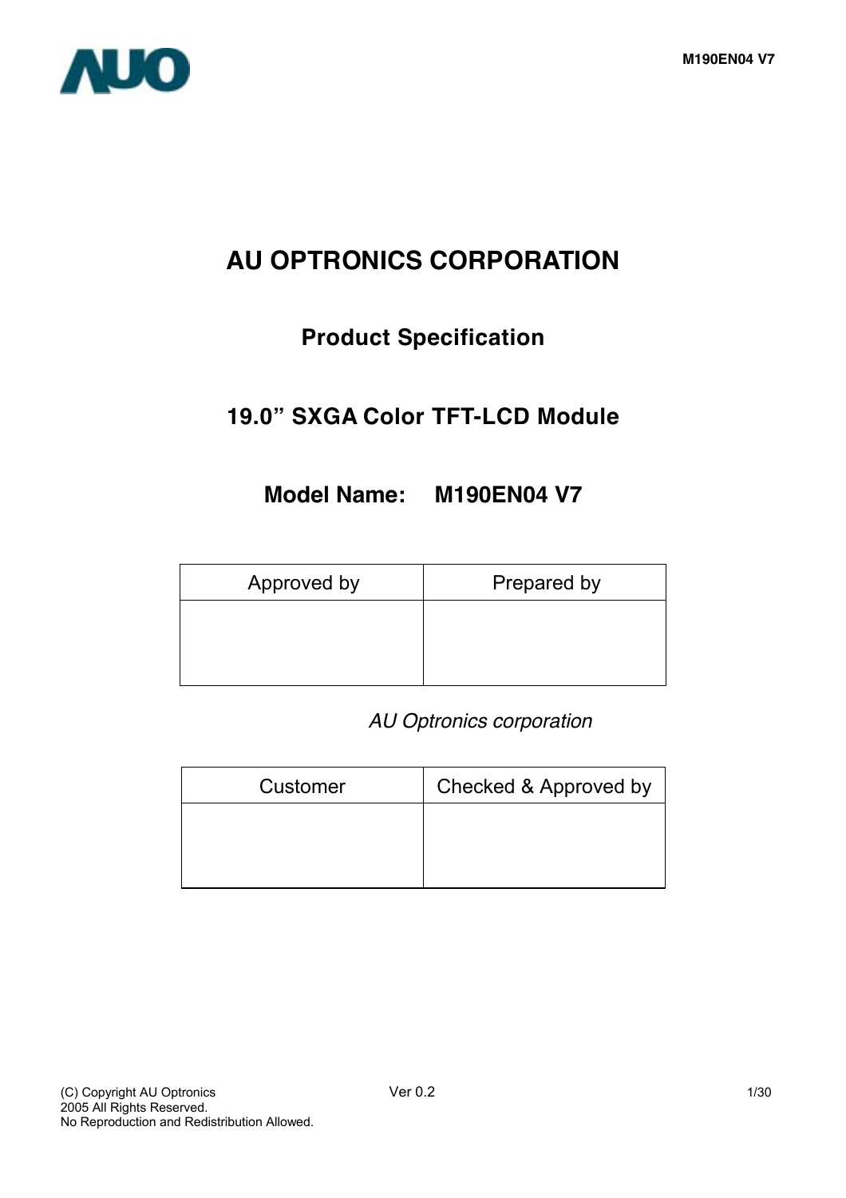# AU OPTRONICS CORPORATION

## Product Specification

## 19.0" SXGA Color TFT-LCD Module

## Model Name: M190EN04 V7

| Approved by | Prepared by |
| --- | --- |
| | |

*AU Optronics corporation*

| Customer | Checked & Approved by |
| --- | --- |
| | |

(C) Copyright AU Optronics
2005 All Rights Reserved.
No Reproduction and Redistribution Allowed.

Ver 0.2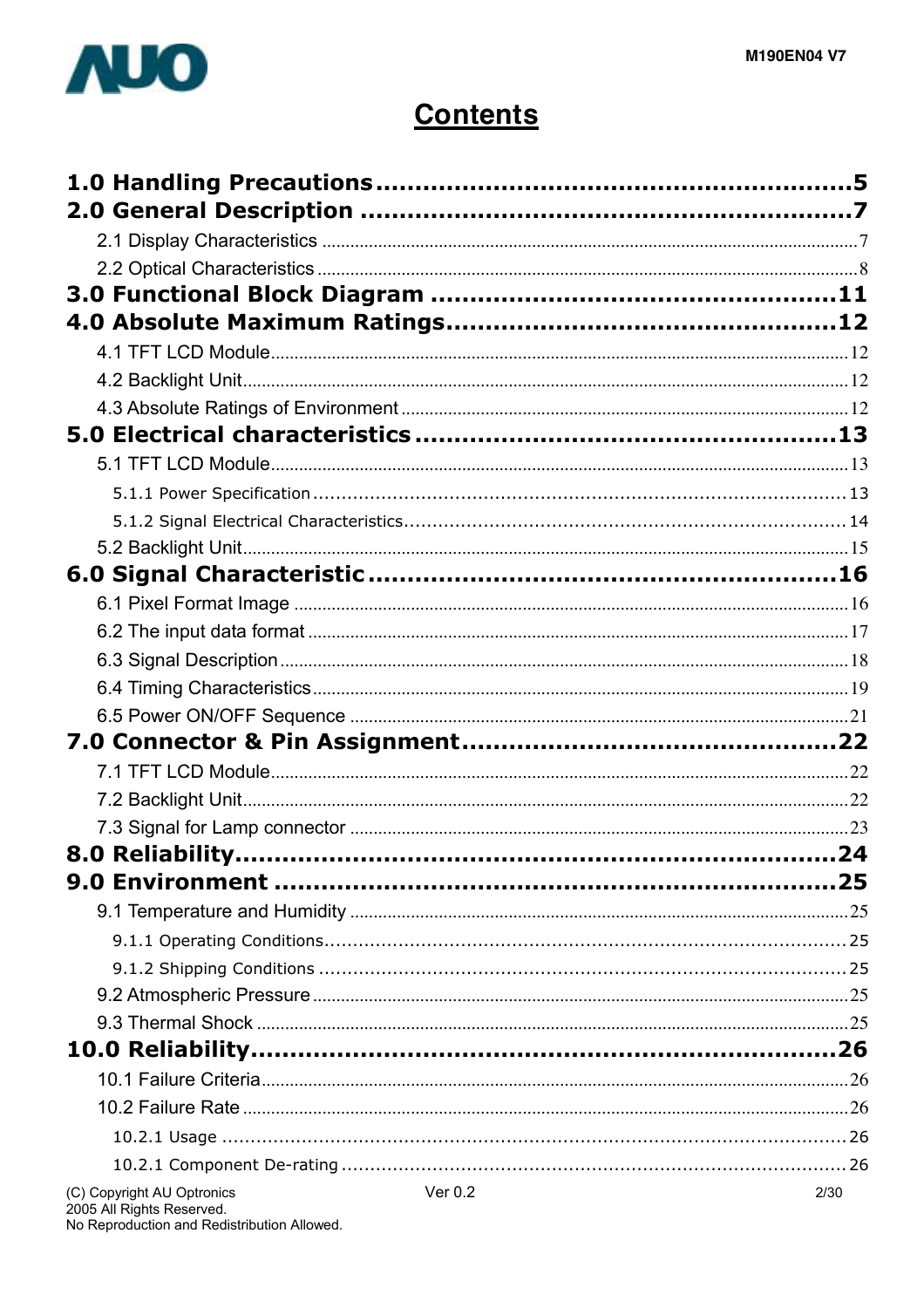# Contents

**1.0 Handling Precautions ............................................................ 5**

**2.0 General Description ............................................................ 7**

- 2.1 Display Characteristics ............................................................ 7
- 2.2 Optical Characteristics ............................................................ 8

**3.0 Functional Block Diagram ............................................................ 11**

**4.0 Absolute Maximum Ratings ............................................................ 12**

- 4.1 TFT LCD Module ............................................................ 12
- 4.2 Backlight Unit ............................................................ 12
- 4.3 Absolute Ratings of Environment ............................................................ 12

**5.0 Electrical characteristics ............................................................ 13**

- 5.1 TFT LCD Module ............................................................ 13
  - 5.1.1 Power Specification ............................................................ 13
  - 5.1.2 Signal Electrical Characteristics ............................................................ 14
- 5.2 Backlight Unit ............................................................ 15

**6.0 Signal Characteristic ............................................................ 16**

- 6.1 Pixel Format Image ............................................................ 16
- 6.2 The input data format ............................................................ 17
- 6.3 Signal Description ............................................................ 18
- 6.4 Timing Characteristics ............................................................ 19
- 6.5 Power ON/OFF Sequence ............................................................ 21

**7.0 Connector & Pin Assignment ............................................................ 22**

- 7.1 TFT LCD Module ............................................................ 22
- 7.2 Backlight Unit ............................................................ 22
- 7.3 Signal for Lamp connector ............................................................ 23

**8.0 Reliability ............................................................ 24**

**9.0 Environment ............................................................ 25**

- 9.1 Temperature and Humidity ............................................................ 25
  - 9.1.1 Operating Conditions ............................................................ 25
  - 9.1.2 Shipping Conditions ............................................................ 25
- 9.2 Atmospheric Pressure ............................................................ 25
- 9.3 Thermal Shock ............................................................ 25

**10.0 Reliability ............................................................ 26**

- 10.1 Failure Criteria ............................................................ 26
- 10.2 Failure Rate ............................................................ 26
  - 10.2.1 Usage ............................................................ 26
  - 10.2.1 Component De-rating ............................................................ 26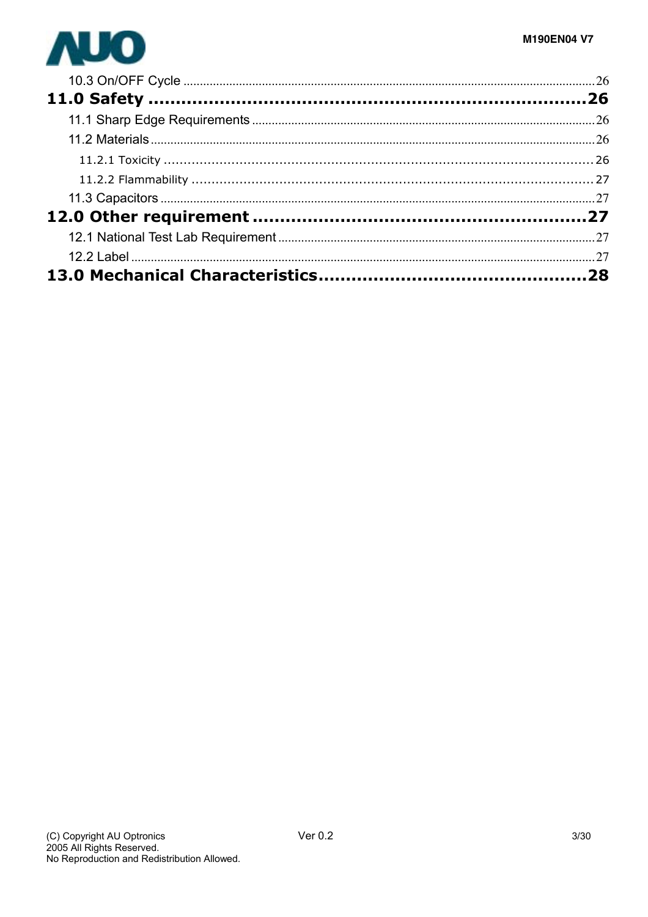10.3 On/OFF Cycle ............................................................................................................... 26

**11.0 Safety ................................................................................ 26**

11.1 Sharp Edge Requirements ................................................................................................ 26

11.2 Materials ................................................................................................................. 26

11.2.1 Toxicity ............................................................................................... 26

11.2.2 Flammability ......................................................................................... 27

11.3 Capacitors ................................................................................................................ 27

**12.0 Other requirement ......................................................... 27**

12.1 National Test Lab Requirement ....................................................................................... 27

12.2 Label ........................................................................................................................ 27

**13.0 Mechanical Characteristics ............................................. 28**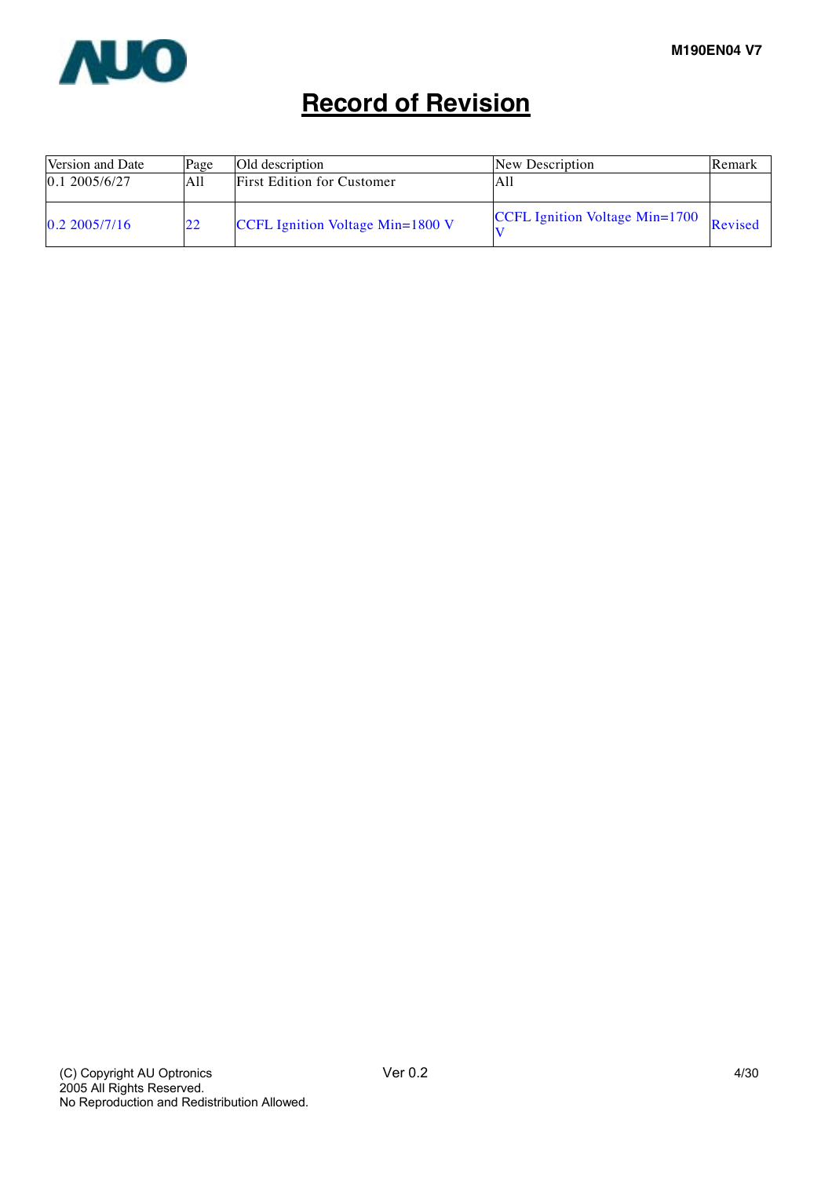# Record of Revision

| Version and Date | Page | Old description | New Description | Remark |
|---|---|---|---|---|
| 0.1 2005/6/27 | All | First Edition for Customer | All | |
| 0.2 2005/7/16 | 22 | CCFL Ignition Voltage Min=1800 V | CCFL Ignition Voltage Min=1700 V | Revised |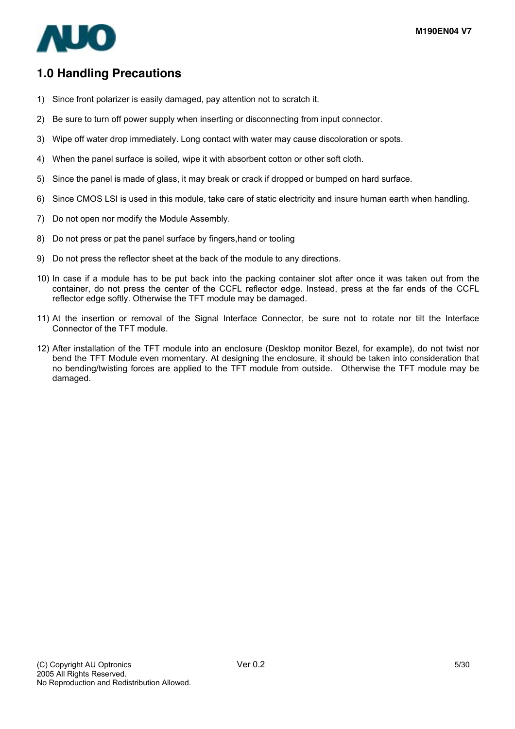## 1.0 Handling Precautions

1) Since front polarizer is easily damaged, pay attention not to scratch it.

2) Be sure to turn off power supply when inserting or disconnecting from input connector.

3) Wipe off water drop immediately. Long contact with water may cause discoloration or spots.

4) When the panel surface is soiled, wipe it with absorbent cotton or other soft cloth.

5) Since the panel is made of glass, it may break or crack if dropped or bumped on hard surface.

6) Since CMOS LSI is used in this module, take care of static electricity and insure human earth when handling.

7) Do not open nor modify the Module Assembly.

8) Do not press or pat the panel surface by fingers,hand or tooling

9) Do not press the reflector sheet at the back of the module to any directions.

10) In case if a module has to be put back into the packing container slot after once it was taken out from the container, do not press the center of the CCFL reflector edge. Instead, press at the far ends of the CCFL reflector edge softly. Otherwise the TFT module may be damaged.

11) At the insertion or removal of the Signal Interface Connector, be sure not to rotate nor tilt the Interface Connector of the TFT module.

12) After installation of the TFT module into an enclosure (Desktop monitor Bezel, for example), do not twist nor bend the TFT Module even momentary. At designing the enclosure, it should be taken into consideration that no bending/twisting forces are applied to the TFT module from outside. Otherwise the TFT module may be damaged.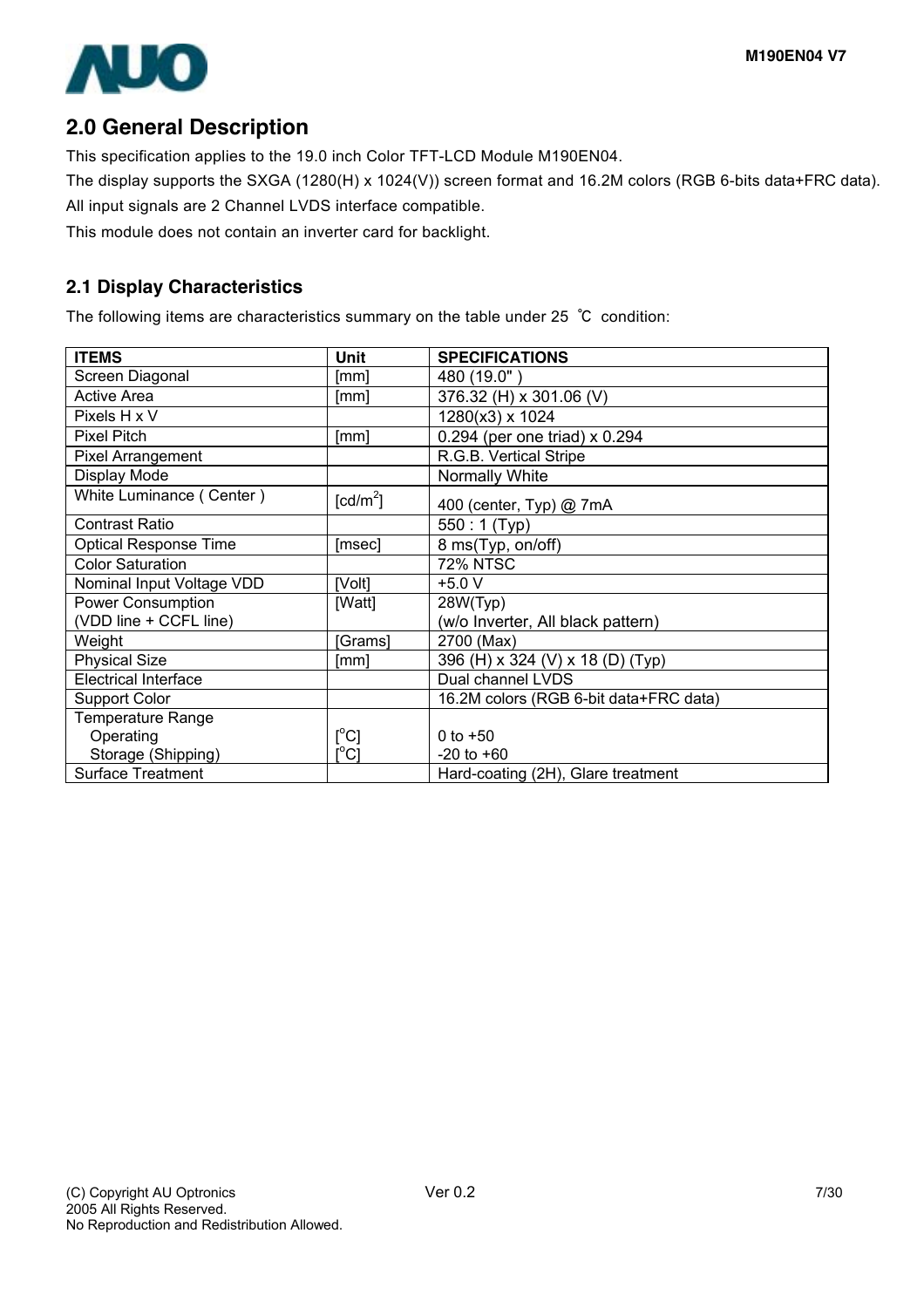## 2.0 General Description

This specification applies to the 19.0 inch Color TFT-LCD Module M190EN04.

The display supports the SXGA (1280(H) x 1024(V)) screen format and 16.2M colors (RGB 6-bits data+FRC data).

All input signals are 2 Channel LVDS interface compatible.

This module does not contain an inverter card for backlight.

### 2.1 Display Characteristics

The following items are characteristics summary on the table under 25 ℃ condition:

| ITEMS | Unit | SPECIFICATIONS |
|---|---|---|
| Screen Diagonal | [mm] | 480 (19.0" ) |
| Active Area | [mm] | 376.32 (H) x 301.06 (V) |
| Pixels H x V | | 1280(x3) x 1024 |
| Pixel Pitch | [mm] | 0.294 (per one triad) x 0.294 |
| Pixel Arrangement | | R.G.B. Vertical Stripe |
| Display Mode | | Normally White |
| White Luminance ( Center ) | [cd/m$^2$] | 400 (center, Typ) @ 7mA |
| Contrast Ratio | | 550 : 1 (Typ) |
| Optical Response Time | [msec] | 8 ms(Typ, on/off) |
| Color Saturation | | 72% NTSC |
| Nominal Input Voltage VDD | [Volt] | +5.0 V |
| Power Consumption (VDD line + CCFL line) | [Watt] | 28W(Typ) (w/o Inverter, All black pattern) |
| Weight | [Grams] | 2700 (Max) |
| Physical Size | [mm] | 396 (H) x 324 (V) x 18 (D) (Typ) |
| Electrical Interface | | Dual channel LVDS |
| Support Color | | 16.2M colors (RGB 6-bit data+FRC data) |
| Temperature Range | | |
| Operating | [$^o$C] | 0 to +50 |
| Storage (Shipping) | [$^o$C] | -20 to +60 |
| Surface Treatment | | Hard-coating (2H), Glare treatment |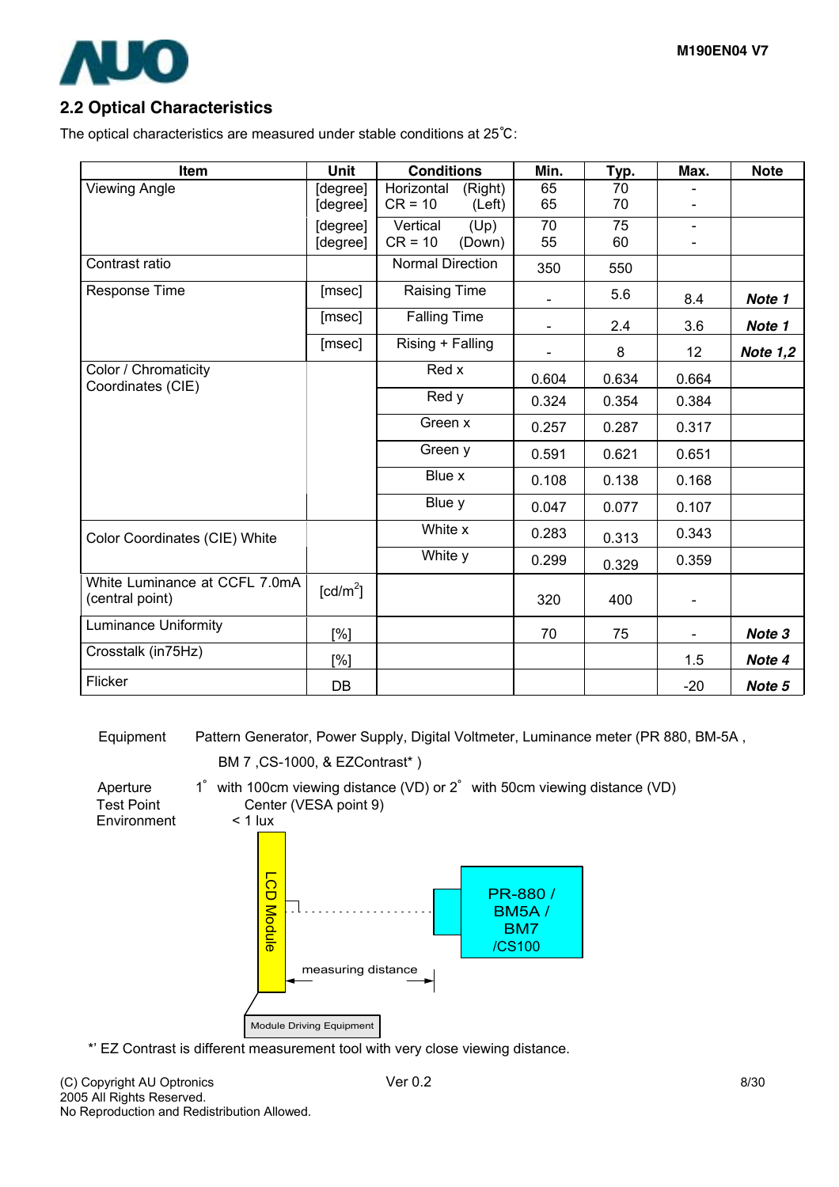## 2.2 Optical Characteristics

The optical characteristics are measured under stable conditions at 25˚C:

| Item | Unit | Conditions | Min. | Typ. | Max. | Note |
|---|---|---|---|---|---|---|
| Viewing Angle | [degree] | Horizontal (Right) CR = 10 | 65 | 70 | - | |
| | [degree] | (Left) | 65 | 70 | - | |
| | [degree] | Vertical (Up) CR = 10 | 70 | 75 | - | |
| | [degree] | (Down) | 55 | 60 | - | |
| Contrast ratio | | Normal Direction | 350 | 550 | | |
| Response Time | [msec] | Raising Time | - | 5.6 | 8.4 | ***Note 1*** |
| | [msec] | Falling Time | - | 2.4 | 3.6 | ***Note 1*** |
| | [msec] | Rising + Falling | - | 8 | 12 | ***Note 1,2*** |
| Color / Chromaticity Coordinates (CIE) | | Red x | 0.604 | 0.634 | 0.664 | |
| | | Red y | 0.324 | 0.354 | 0.384 | |
| | | Green x | 0.257 | 0.287 | 0.317 | |
| | | Green y | 0.591 | 0.621 | 0.651 | |
| | | Blue x | 0.108 | 0.138 | 0.168 | |
| | | Blue y | 0.047 | 0.077 | 0.107 | |
| Color Coordinates (CIE) White | | White x | 0.283 | 0.313 | 0.343 | |
| | | White y | 0.299 | 0.329 | 0.359 | |
| White Luminance at CCFL 7.0mA (central point) | [cd/m$^2$] | | 320 | 400 | - | |
| Luminance Uniformity | [%] | | 70 | 75 | - | ***Note 3*** |
| Crosstalk (in75Hz) | [%] | | | | 1.5 | ***Note 4*** |
| Flicker | DB | | | | -20 | ***Note 5*** |

Equipment Pattern Generator, Power Supply, Digital Voltmeter, Luminance meter (PR 880, BM-5A , BM 7 ,CS-1000, & EZContrast* )

Aperture 1˚ with 100cm viewing distance (VD) or 2˚ with 50cm viewing distance (VD)
Test Point Center (VESA point 9)
Environment < 1 lux

LCD Module — measuring distance — PR-880 / BM5A / BM7 /CS100

Module Driving Equipment

*' EZ Contrast is different measurement tool with very close viewing distance.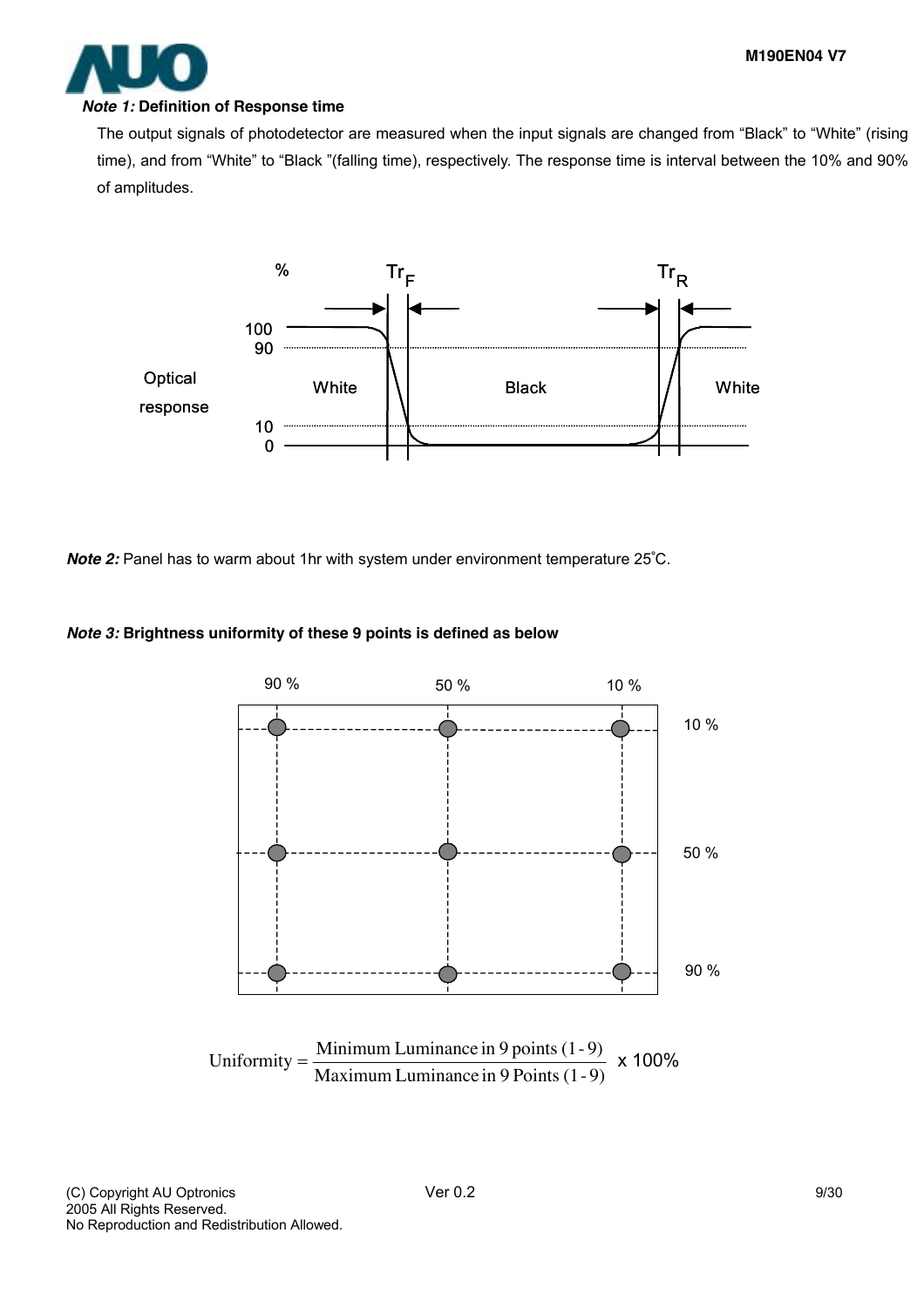***Note 1:*** **Definition of Response time**

The output signals of photodetector are measured when the input signals are changed from “Black” to “White” (rising time), and from “White” to “Black ”(falling time), respectively. The response time is interval between the 10% and 90% of amplitudes.

***Note 2:*** Panel has to warm about 1hr with system under environment temperature 25˚C.

***Note 3:*** **Brightness uniformity of these 9 points is defined as below**

$$\text{Uniformity} = \frac{\text{Minimum Luminance in 9 points (1-9)}}{\text{Maximum Luminance in 9 Points (1-9)}} \times 100\%$$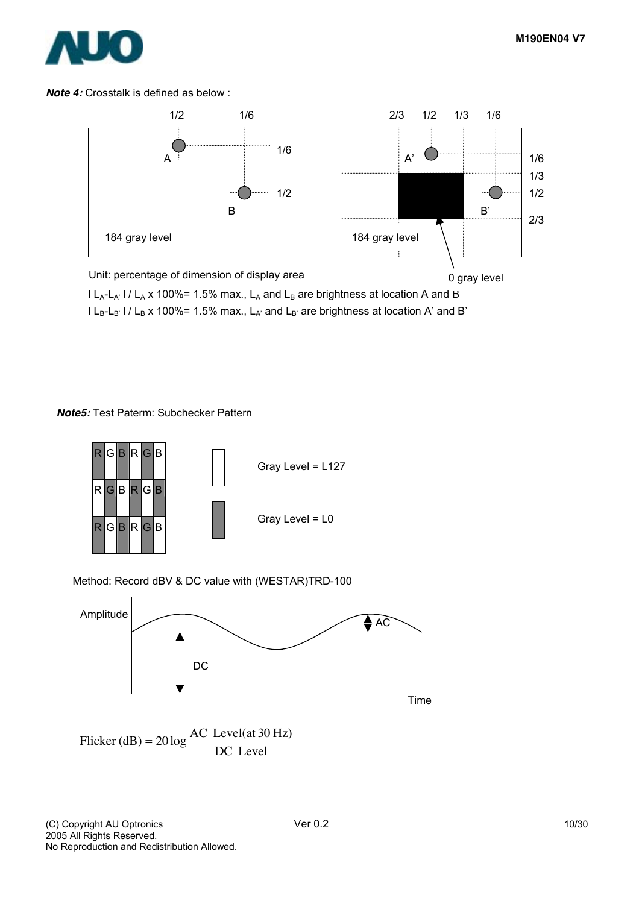***Note 4:*** Crosstalk is defined as below :

184 gray level

184 gray level

0 gray level

Unit: percentage of dimension of display area

$| L_A - L_{A'} | / L_A \times 100\% = 1.5\%$ max., $L_A$ and $L_B$ are brightness at location A and B

$| L_B - L_{B'} | / L_B \times 100\% = 1.5\%$ max., $L_{A'}$ and $L_{B'}$ are brightness at location A' and B'

***Note5:*** Test Paterm: Subchecker Pattern

Gray Level = L127

Gray Level = L0

Method: Record dBV & DC value with (WESTAR)TRD-100

$$\text{Flicker (dB)} = 20 \log \frac{\text{AC Level(at 30 Hz)}}{\text{DC Level}}$$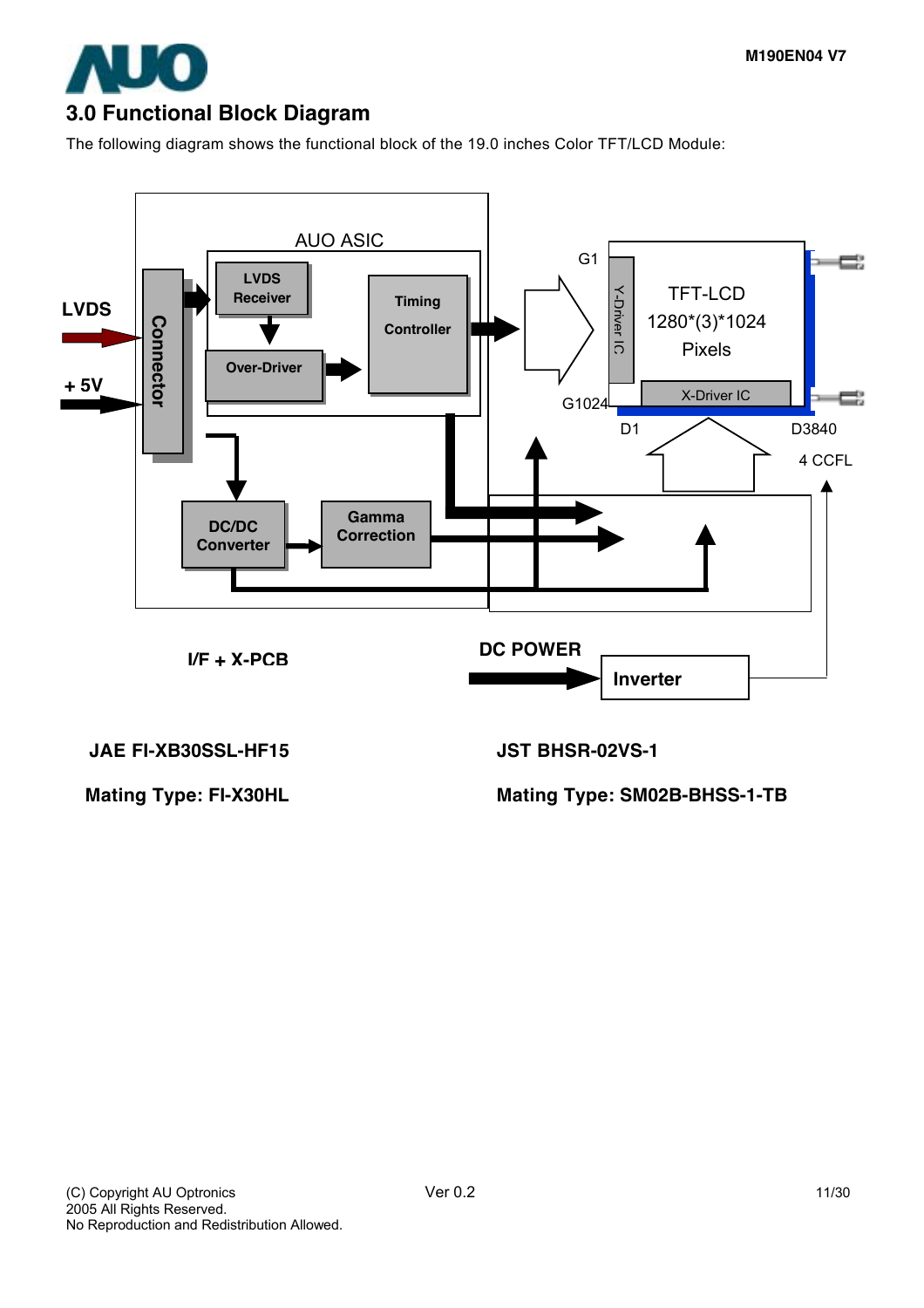## 3.0 Functional Block Diagram

The following diagram shows the functional block of the 19.0 inches Color TFT/LCD Module:

AUO ASIC

LVDS

+ 5V

Connector

LVDS Receiver

Over-Driver

Timing Controller

DC/DC Converter

Gamma Correction

G1

G1024

Y-Driver IC

TFT-LCD 1280*(3)*1024 Pixels

X-Driver IC

D1

D3840

4 CCFL

I/F + X-PCB

DC POWER

Inverter

**JAE FI-XB30SSL-HF15**

**Mating Type: FI-X30HL**

**JST BHSR-02VS-1**

**Mating Type: SM02B-BHSS-1-TB**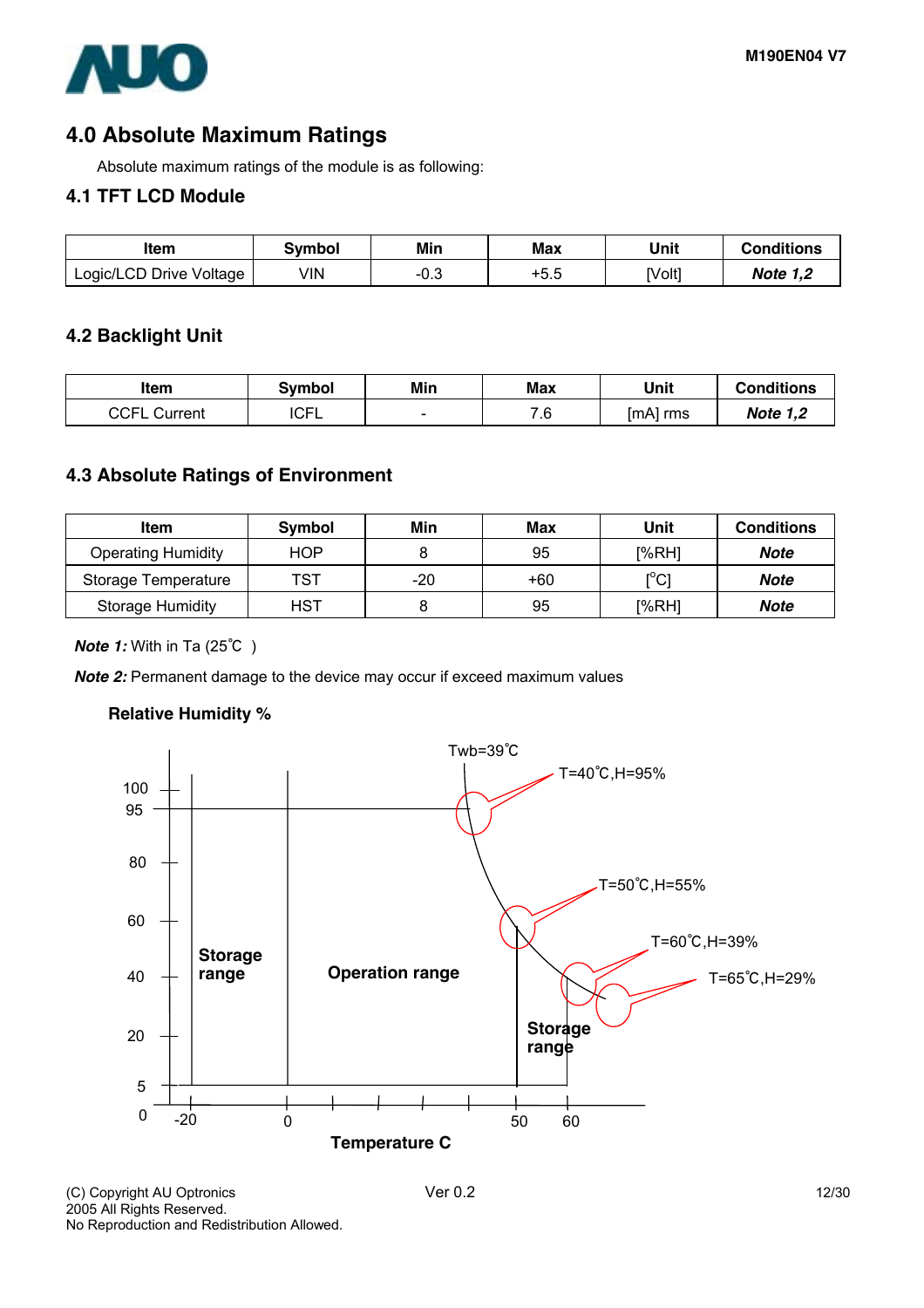# 4.0 Absolute Maximum Ratings

Absolute maximum ratings of the module is as following:

## 4.1 TFT LCD Module

| Item | Symbol | Min | Max | Unit | Conditions |
|---|---|---|---|---|---|
| Logic/LCD Drive Voltage | VIN | -0.3 | +5.5 | [Volt] | ***Note 1,2*** |

## 4.2 Backlight Unit

| Item | Symbol | Min | Max | Unit | Conditions |
|---|---|---|---|---|---|
| CCFL Current | ICFL | - | 7.6 | [mA] rms | ***Note 1,2*** |

## 4.3 Absolute Ratings of Environment

| Item | Symbol | Min | Max | Unit | Conditions |
|---|---|---|---|---|---|
| Operating Humidity | HOP | 8 | 95 | [%RH] | ***Note*** |
| Storage Temperature | TST | -20 | +60 | [°C] | ***Note*** |
| Storage Humidity | HST | 8 | 95 | [%RH] | ***Note*** |

***Note 1:*** With in Ta (25℃ )

***Note 2:*** Permanent damage to the device may occur if exceed maximum values

**Relative Humidity %**

Twb=39℃

T=40℃,H=95%

T=50℃,H=55%

T=60℃,H=39%

T=65℃,H=29%

**Storage range**

**Operation range**

**Storage range**

**Temperature C**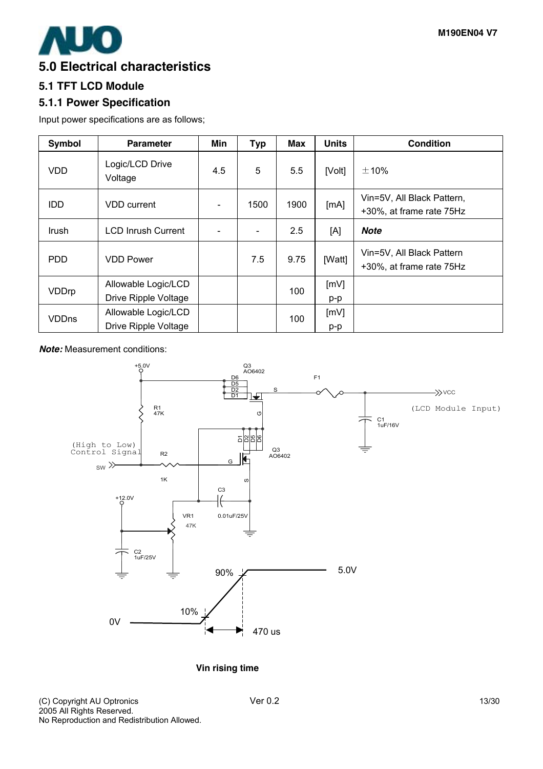# 5.0 Electrical characteristics

## 5.1 TFT LCD Module

### 5.1.1 Power Specification

Input power specifications are as follows;

| Symbol | Parameter | Min | Typ | Max | Units | Condition |
|---|---|---|---|---|---|---|
| VDD | Logic/LCD Drive Voltage | 4.5 | 5 | 5.5 | [Volt] | ±10% |
| IDD | VDD current | - | 1500 | 1900 | [mA] | Vin=5V, All Black Pattern, +30%, at frame rate 75Hz |
| Irush | LCD Inrush Current | - | - | 2.5 | [A] | ***Note*** |
| PDD | VDD Power | | 7.5 | 9.75 | [Watt] | Vin=5V, All Black Pattern +30%, at frame rate 75Hz |
| VDDrp | Allowable Logic/LCD Drive Ripple Voltage | | | 100 | [mV] p-p | |
| VDDns | Allowable Logic/LCD Drive Ripple Voltage | | | 100 | [mV] p-p | |

***Note:*** Measurement conditions:

+5.0V, Q3 AO6402, D6, D5, D2, D1, S, G, F1, VCC (LCD Module Input), R1 47K, C1 1uF/16V, (High to Low) Control Signal, SW, R2 1K, G, Q3 AO6402, S, C3 0.01uF/25V, +12.0V, VR1 47K, C2 1uF/25V

90%, 5.0V, 10%, 0V, 470 us

**Vin rising time**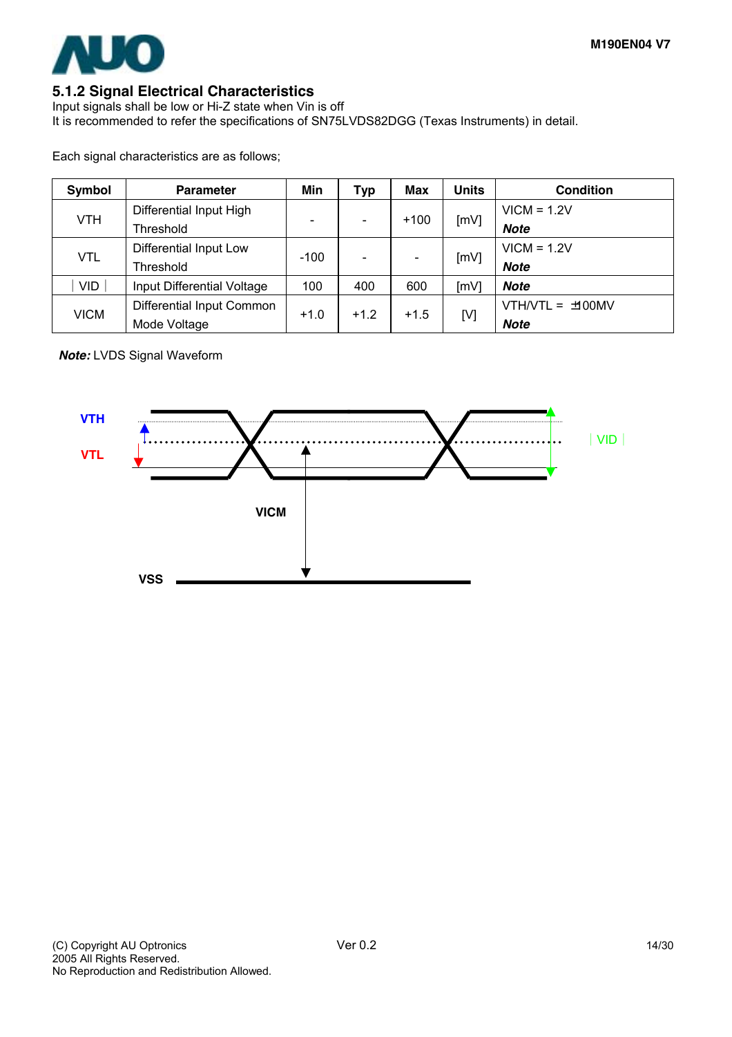### 5.1.2 Signal Electrical Characteristics

Input signals shall be low or Hi-Z state when Vin is off

It is recommended to refer the specifications of SN75LVDS82DGG (Texas Instruments) in detail.

Each signal characteristics are as follows;

| Symbol | Parameter | Min | Typ | Max | Units | Condition |
|---|---|---|---|---|---|---|
| VTH | Differential Input High Threshold | - | - | +100 | [mV] | VICM = 1.2V ***Note*** |
| VTL | Differential Input Low Threshold | -100 | - | - | [mV] | VICM = 1.2V ***Note*** |
| │VID│ | Input Differential Voltage | 100 | 400 | 600 | [mV] | ***Note*** |
| VICM | Differential Input Common Mode Voltage | +1.0 | +1.2 | +1.5 | [V] | VTH/VTL = ±100MV ***Note*** |

***Note:*** LVDS Signal Waveform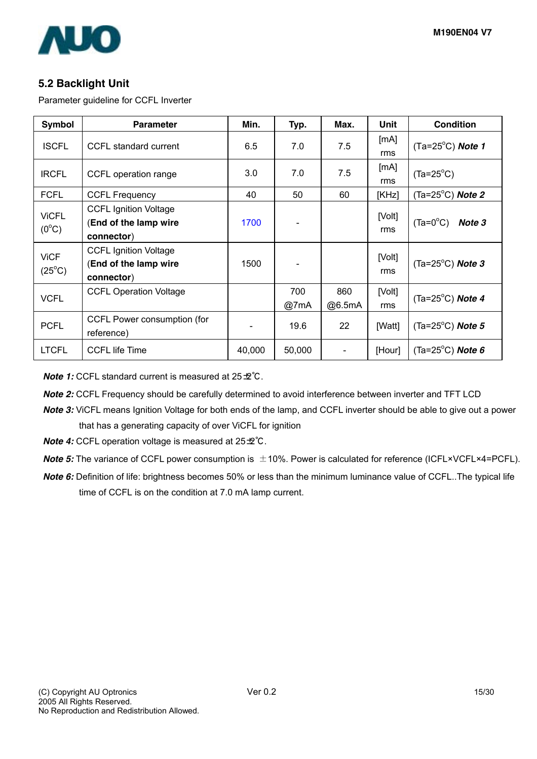## 5.2 Backlight Unit

Parameter guideline for CCFL Inverter

| Symbol | Parameter | Min. | Typ. | Max. | Unit | Condition |
|---|---|---|---|---|---|---|
| ISCFL | CCFL standard current | 6.5 | 7.0 | 7.5 | [mA] rms | (Ta=25°C) ***Note 1*** |
| IRCFL | CCFL operation range | 3.0 | 7.0 | 7.5 | [mA] rms | (Ta=25°C) |
| FCFL | CCFL Frequency | 40 | 50 | 60 | [KHz] | (Ta=25°C) ***Note 2*** |
| ViCFL (0°C) | CCFL Ignition Voltage (**End of the lamp wire connector**) | 1700 | - | | [Volt] rms | (Ta=0°C) ***Note 3*** |
| ViCF (25°C) | CCFL Ignition Voltage (**End of the lamp wire connector**) | 1500 | - | | [Volt] rms | (Ta=25°C) ***Note 3*** |
| VCFL | CCFL Operation Voltage | | 700 @7mA | 860 @6.5mA | [Volt] rms | (Ta=25°C) ***Note 4*** |
| PCFL | CCFL Power consumption (for reference) | - | 19.6 | 22 | [Watt] | (Ta=25°C) ***Note 5*** |
| LTCFL | CCFL life Time | 40,000 | 50,000 | - | [Hour] | (Ta=25°C) ***Note 6*** |

***Note 1:*** CCFL standard current is measured at 25±2℃.

***Note 2:*** CCFL Frequency should be carefully determined to avoid interference between inverter and TFT LCD

***Note 3:*** ViCFL means Ignition Voltage for both ends of the lamp, and CCFL inverter should be able to give out a power that has a generating capacity of over ViCFL for ignition

***Note 4:*** CCFL operation voltage is measured at 25±2℃.

***Note 5:*** The variance of CCFL power consumption is ±10%. Power is calculated for reference (ICFL×VCFL×4=PCFL).

***Note 6:*** Definition of life: brightness becomes 50% or less than the minimum luminance value of CCFL..The typical life time of CCFL is on the condition at 7.0 mA lamp current.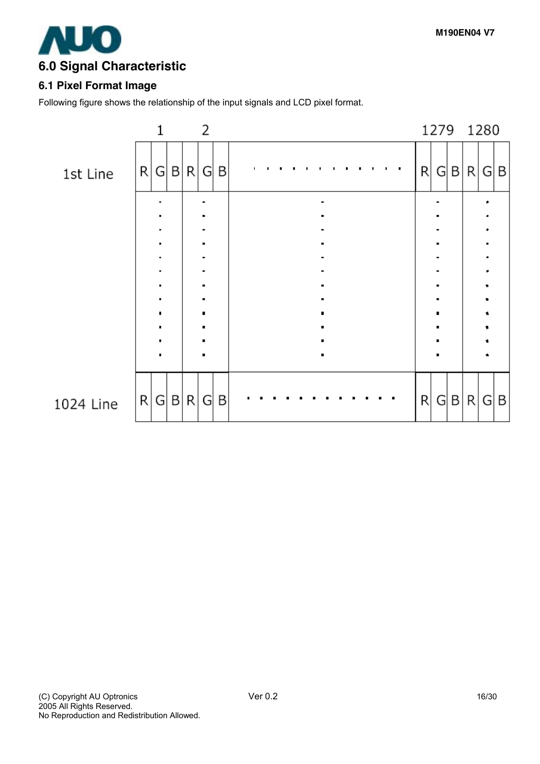# 6.0 Signal Characteristic

## 6.1 Pixel Format Image

Following figure shows the relationship of the input signals and LCD pixel format.

| | 1 | | | 2 | | | | 1279 | | | 1280 | | |
|---|---|---|---|---|---|---|---|---|---|---|---|---|---|
| 1st Line | R | G | B | R | G | B | ............ | R | G | B | R | G | B |
| | : | | | : | | | : | | : | | | : | |
| 1024 Line | R | G | B | R | G | B | ............ | R | G | B | R | G | B |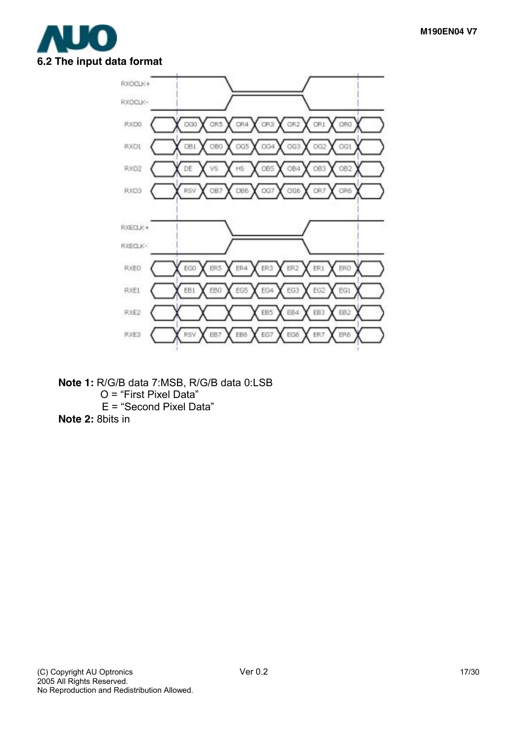## 6.2 The input data format

| Signal | Slot 1 | Slot 2 | Slot 3 | Slot 4 | Slot 5 | Slot 6 | Slot 7 |
|---|---|---|---|---|---|---|---|
| RXO0 | OG0 | OR5 | OR4 | OR3 | OR2 | OR1 | OR0 |
| RXO1 | OB1 | OB0 | OG5 | OG4 | OG3 | OG2 | OG1 |
| RXO2 | DE | VS | HS | OB5 | OB4 | OB3 | OB2 |
| RXO3 | RSV | OB7 | OB6 | OG7 | OG6 | OR7 | OR6 |
| RXE0 | EG0 | ER5 | ER4 | ER3 | ER2 | ER1 | ER0 |
| RXE1 | EB1 | EB0 | EG5 | EG4 | EG3 | EG2 | EG1 |
| RXE2 | | | | EB5 | EB4 | EB3 | EB2 |
| RXE3 | RSV | EB7 | EB6 | EG7 | EG6 | ER7 | ER6 |

(Clocks: RXOCLK+, RXOCLK-, RXECLK+, RXECLK-)

**Note 1:** R/G/B data 7:MSB, R/G/B data 0:LSB
O = “First Pixel Data”
E = “Second Pixel Data”

**Note 2:** 8bits in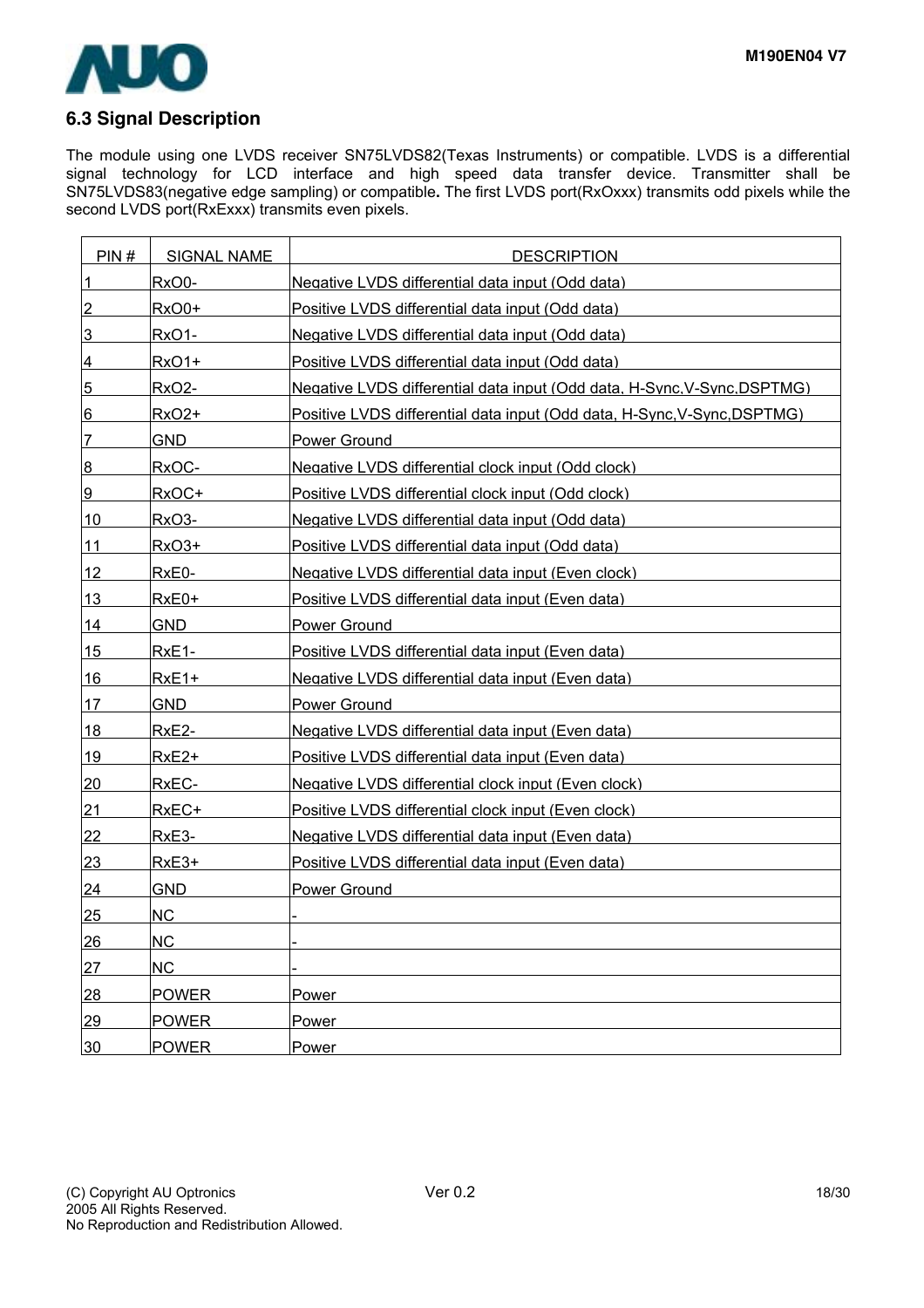## 6.3 Signal Description

The module using one LVDS receiver SN75LVDS82(Texas Instruments) or compatible. LVDS is a differential signal technology for LCD interface and high speed data transfer device. Transmitter shall be SN75LVDS83(negative edge sampling) or compatible**.** The first LVDS port(RxOxxx) transmits odd pixels while the second LVDS port(RxExxx) transmits even pixels.

| PIN # | SIGNAL NAME | DESCRIPTION |
|---|---|---|
| 1 | RxO0- | Negative LVDS differential data input (Odd data) |
| 2 | RxO0+ | Positive LVDS differential data input (Odd data) |
| 3 | RxO1- | Negative LVDS differential data input (Odd data) |
| 4 | RxO1+ | Positive LVDS differential data input (Odd data) |
| 5 | RxO2- | Negative LVDS differential data input (Odd data, H-Sync,V-Sync,DSPTMG) |
| 6 | RxO2+ | Positive LVDS differential data input (Odd data, H-Sync,V-Sync,DSPTMG) |
| 7 | GND | Power Ground |
| 8 | RxOC- | Negative LVDS differential clock input (Odd clock) |
| 9 | RxOC+ | Positive LVDS differential clock input (Odd clock) |
| 10 | RxO3- | Negative LVDS differential data input (Odd data) |
| 11 | RxO3+ | Positive LVDS differential data input (Odd data) |
| 12 | RxE0- | Negative LVDS differential data input (Even clock) |
| 13 | RxE0+ | Positive LVDS differential data input (Even data) |
| 14 | GND | Power Ground |
| 15 | RxE1- | Positive LVDS differential data input (Even data) |
| 16 | RxE1+ | Negative LVDS differential data input (Even data) |
| 17 | GND | Power Ground |
| 18 | RxE2- | Negative LVDS differential data input (Even data) |
| 19 | RxE2+ | Positive LVDS differential data input (Even data) |
| 20 | RxEC- | Negative LVDS differential clock input (Even clock) |
| 21 | RxEC+ | Positive LVDS differential clock input (Even clock) |
| 22 | RxE3- | Negative LVDS differential data input (Even data) |
| 23 | RxE3+ | Positive LVDS differential data input (Even data) |
| 24 | GND | Power Ground |
| 25 | NC | - |
| 26 | NC | - |
| 27 | NC | - |
| 28 | POWER | Power |
| 29 | POWER | Power |
| 30 | POWER | Power |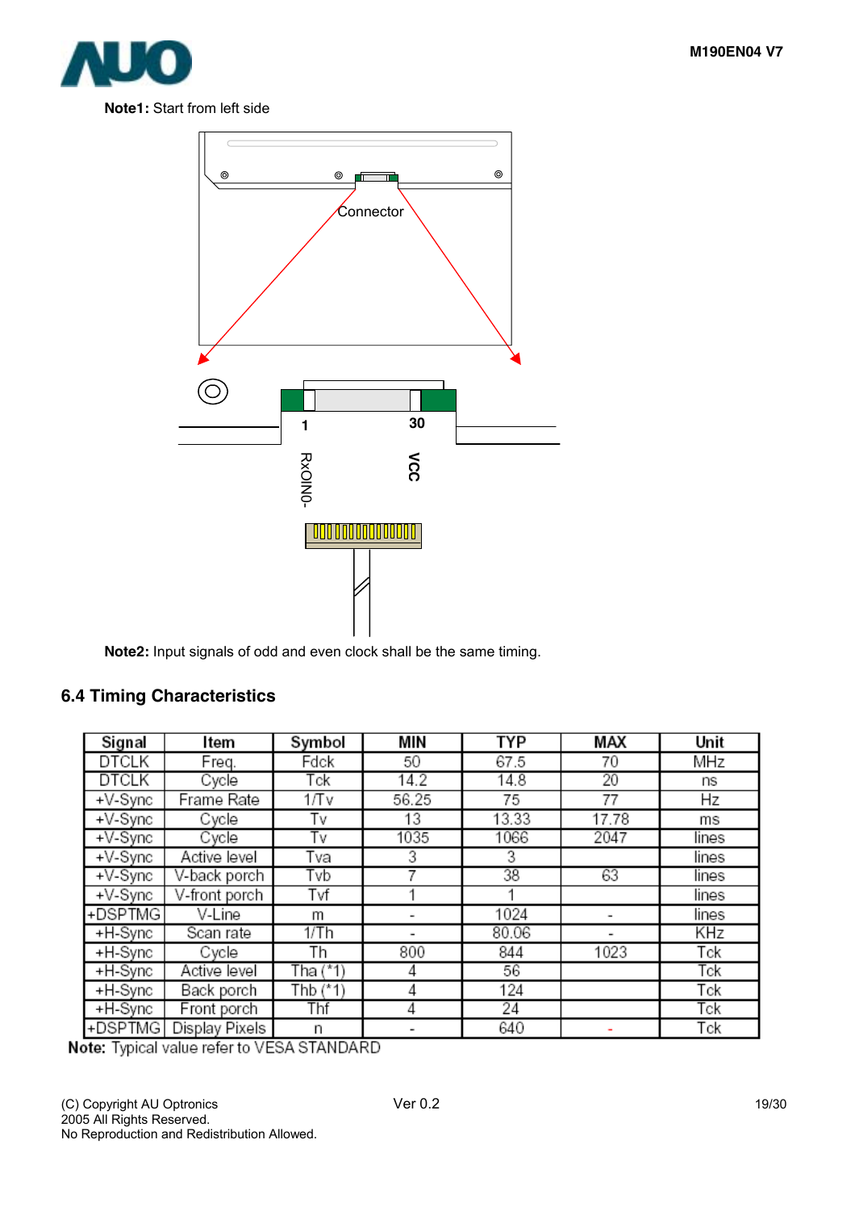**Note1:** Start from left side

Connector

1 30

RxOIN0- VCC

**Note2:** Input signals of odd and even clock shall be the same timing.

### 6.4 Timing Characteristics

| Signal | Item | Symbol | MIN | TYP | MAX | Unit |
|---|---|---|---|---|---|---|
| DTCLK | Freq. | Fdck | 50 | 67.5 | 70 | MHz |
| DTCLK | Cycle | Tck | 14.2 | 14.8 | 20 | ns |
| +V-Sync | Frame Rate | 1/Tv | 56.25 | 75 | 77 | Hz |
| +V-Sync | Cycle | Tv | 13 | 13.33 | 17.78 | ms |
| +V-Sync | Cycle | Tv | 1035 | 1066 | 2047 | lines |
| +V-Sync | Active level | Tva | 3 | 3 | | lines |
| +V-Sync | V-back porch | Tvb | 7 | 38 | 63 | lines |
| +V-Sync | V-front porch | Tvf | 1 | 1 | | lines |
| +DSPTMG | V-Line | m | - | 1024 | - | lines |
| +H-Sync | Scan rate | 1/Th | - | 80.06 | - | KHz |
| +H-Sync | Cycle | Th | 800 | 844 | 1023 | Tck |
| +H-Sync | Active level | Tha (*1) | 4 | 56 | | Tck |
| +H-Sync | Back porch | Thb (*1) | 4 | 124 | | Tck |
| +H-Sync | Front porch | Thf | 4 | 24 | | Tck |
| +DSPTMG | Display Pixels | n | - | 640 | - | Tck |

**Note:** Typical value refer to VESA STANDARD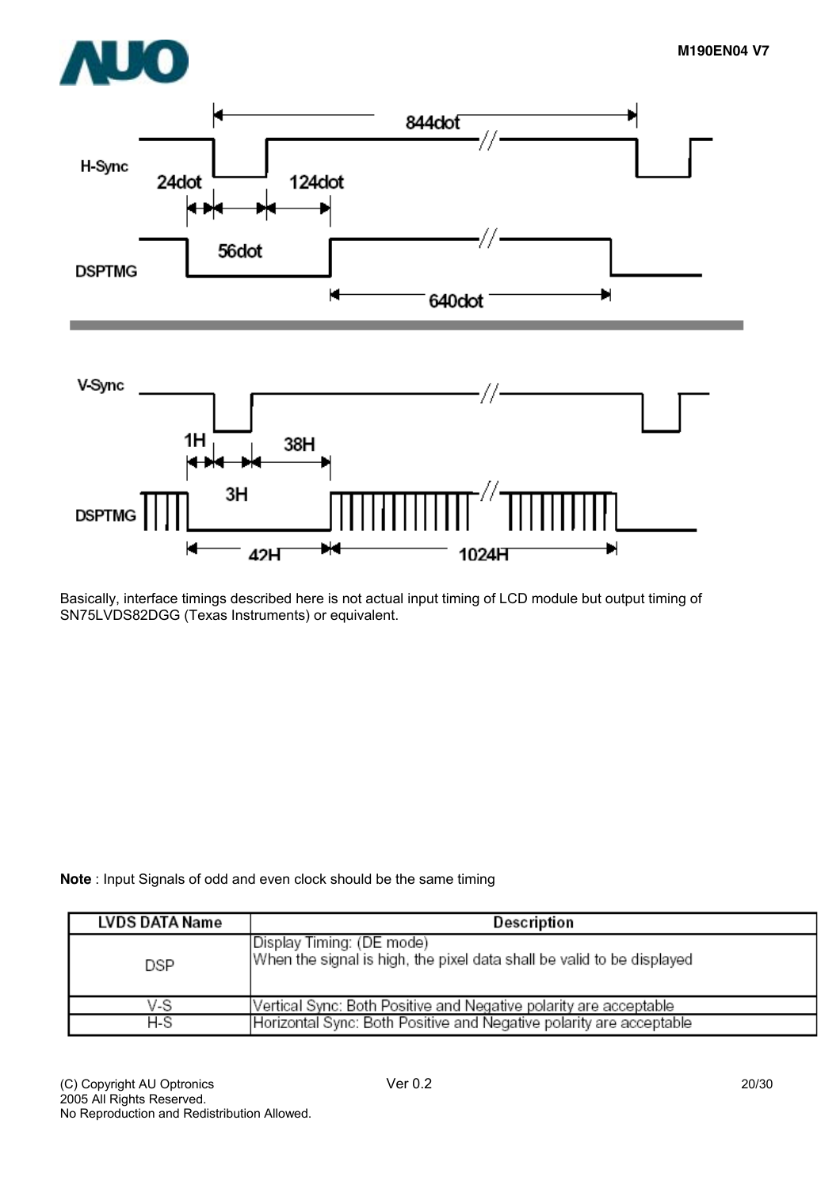H-Sync

844dot

24dot

124dot

56dot

DSPTMG

640dot

V-Sync

1H

38H

3H

DSPTMG

42H

1024H

Basically, interface timings described here is not actual input timing of LCD module but output timing of SN75LVDS82DGG (Texas Instruments) or equivalent.

**Note** : Input Signals of odd and even clock should be the same timing

| LVDS DATA Name | Description |
|---|---|
| DSP | Display Timing: (DE mode)<br>When the signal is high, the pixel data shall be valid to be displayed |
| V-S | Vertical Sync: Both Positive and Negative polarity are acceptable |
| H-S | Horizontal Sync: Both Positive and Negative polarity are acceptable |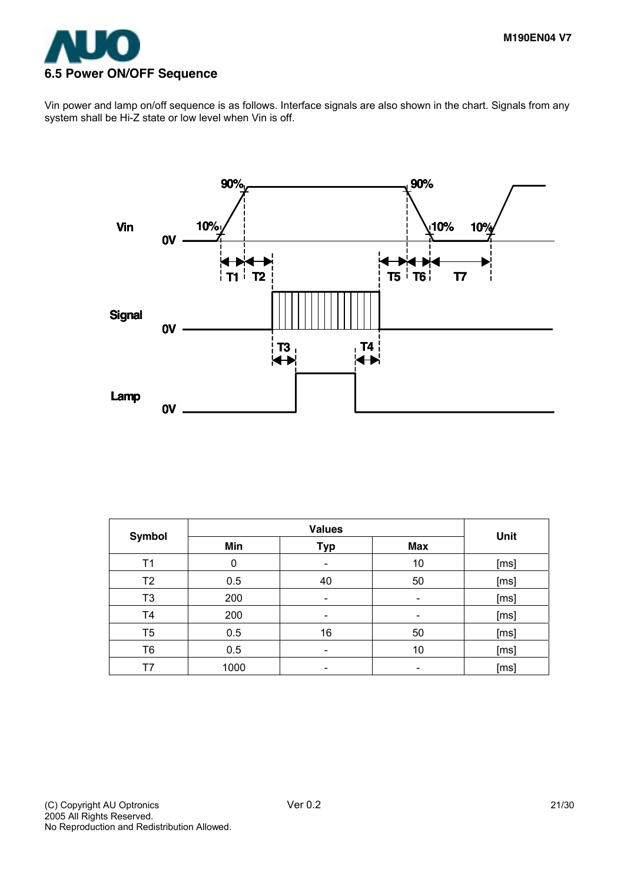## 6.5 Power ON/OFF Sequence

Vin power and lamp on/off sequence is as follows. Interface signals are also shown in the chart. Signals from any system shall be Hi-Z state or low level when Vin is off.

| Symbol | Values | | | Unit |
|---|---|---|---|---|
| | Min | Typ | Max | |
| T1 | 0 | - | 10 | [ms] |
| T2 | 0.5 | 40 | 50 | [ms] |
| T3 | 200 | - | - | [ms] |
| T4 | 200 | - | - | [ms] |
| T5 | 0.5 | 16 | 50 | [ms] |
| T6 | 0.5 | - | 10 | [ms] |
| T7 | 1000 | - | - | [ms] |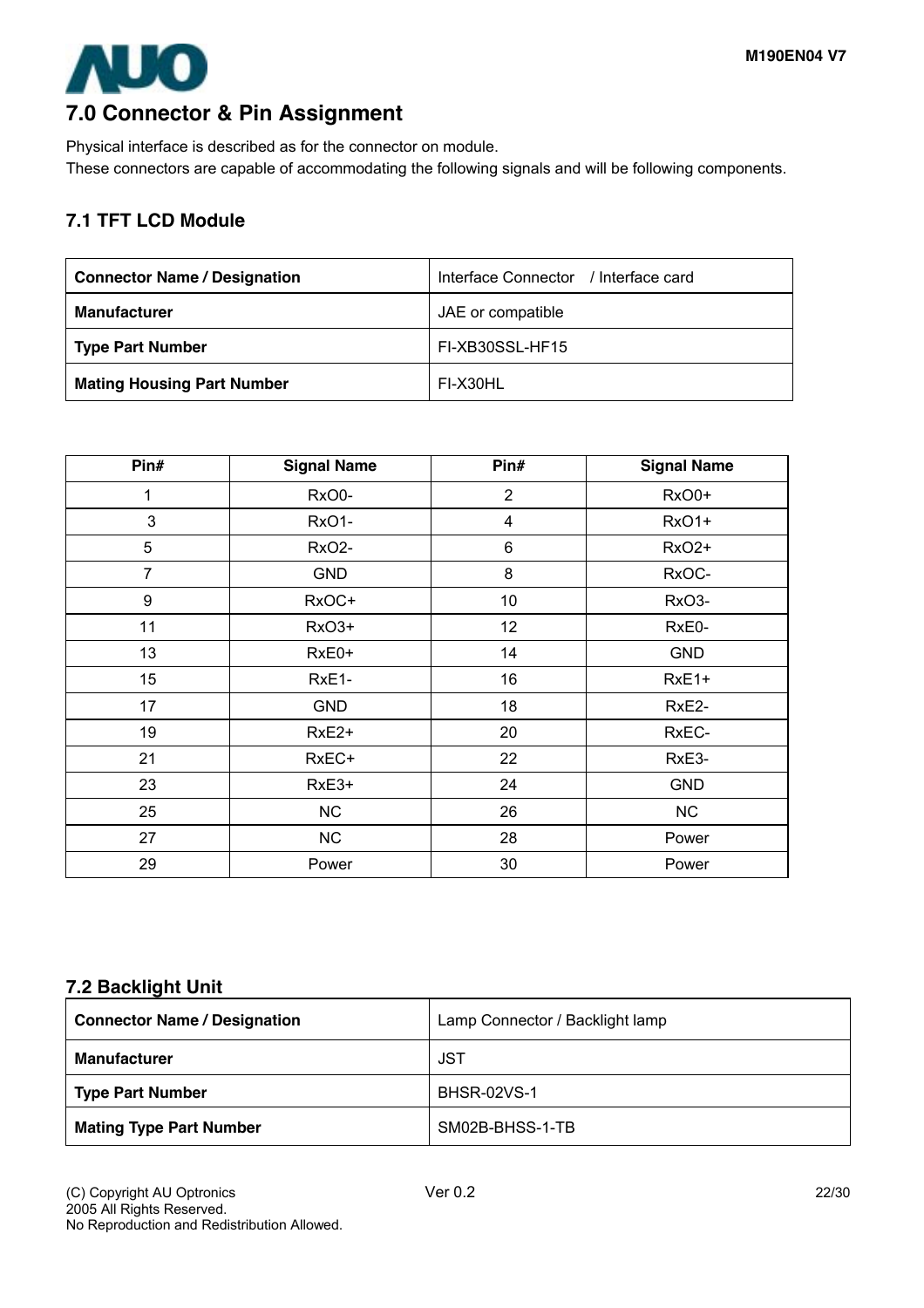# 7.0 Connector & Pin Assignment

Physical interface is described as for the connector on module.
These connectors are capable of accommodating the following signals and will be following components.

## 7.1 TFT LCD Module

| **Connector Name / Designation** | Interface Connector / Interface card |
|---|---|
| **Manufacturer** | JAE or compatible |
| **Type Part Number** | FI-XB30SSL-HF15 |
| **Mating Housing Part Number** | FI-X30HL |

| Pin# | Signal Name | Pin# | Signal Name |
|---|---|---|---|
| 1 | RxO0- | 2 | RxO0+ |
| 3 | RxO1- | 4 | RxO1+ |
| 5 | RxO2- | 6 | RxO2+ |
| 7 | GND | 8 | RxOC- |
| 9 | RxOC+ | 10 | RxO3- |
| 11 | RxO3+ | 12 | RxE0- |
| 13 | RxE0+ | 14 | GND |
| 15 | RxE1- | 16 | RxE1+ |
| 17 | GND | 18 | RxE2- |
| 19 | RxE2+ | 20 | RxEC- |
| 21 | RxEC+ | 22 | RxE3- |
| 23 | RxE3+ | 24 | GND |
| 25 | NC | 26 | NC |
| 27 | NC | 28 | Power |
| 29 | Power | 30 | Power |

## 7.2 Backlight Unit

| **Connector Name / Designation** | Lamp Connector / Backlight lamp |
|---|---|
| **Manufacturer** | JST |
| **Type Part Number** | BHSR-02VS-1 |
| **Mating Type Part Number** | SM02B-BHSS-1-TB |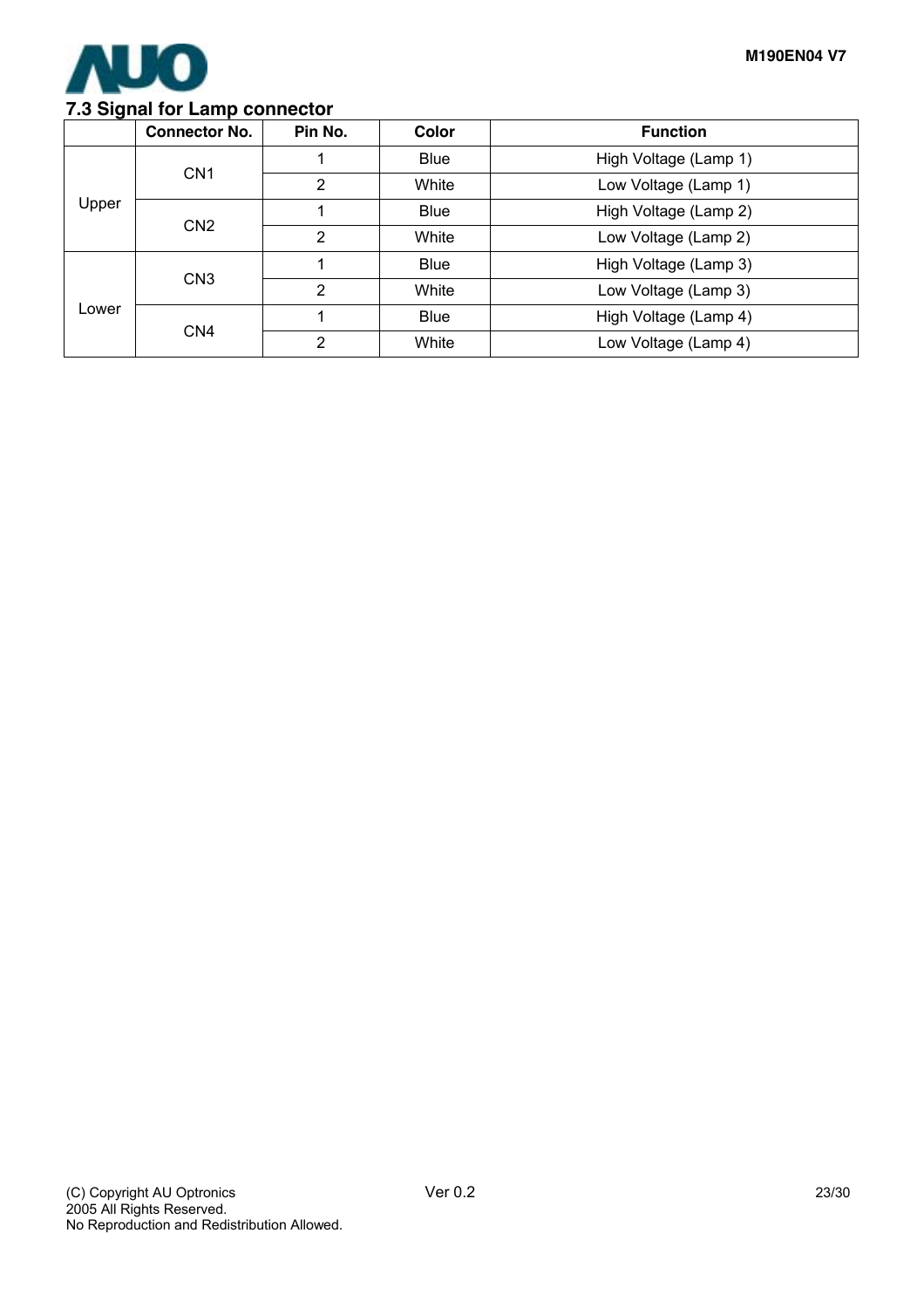### 7.3 Signal for Lamp connector

| | Connector No. | Pin No. | Color | Function |
|---|---|---|---|---|
| Upper | CN1 | 1 | Blue | High Voltage (Lamp 1) |
| | | 2 | White | Low Voltage (Lamp 1) |
| | CN2 | 1 | Blue | High Voltage (Lamp 2) |
| | | 2 | White | Low Voltage (Lamp 2) |
| Lower | CN3 | 1 | Blue | High Voltage (Lamp 3) |
| | | 2 | White | Low Voltage (Lamp 3) |
| | CN4 | 1 | Blue | High Voltage (Lamp 4) |
| | | 2 | White | Low Voltage (Lamp 4) |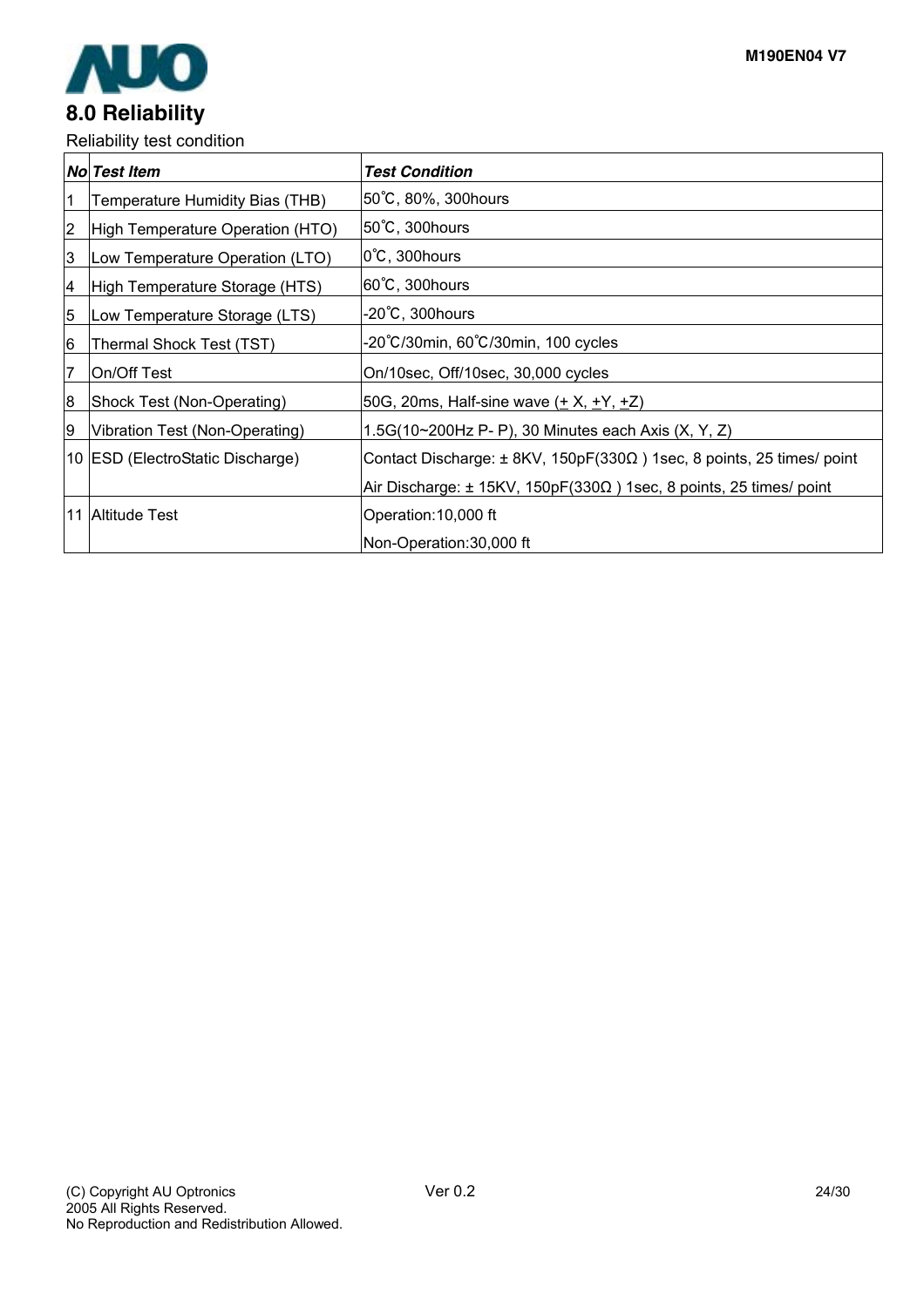# 8.0 Reliability

Reliability test condition

| No | Test Item | Test Condition |
|---|---|---|
| 1 | Temperature Humidity Bias (THB) | 50°C, 80%, 300hours |
| 2 | High Temperature Operation (HTO) | 50°C, 300hours |
| 3 | Low Temperature Operation (LTO) | 0°C, 300hours |
| 4 | High Temperature Storage (HTS) | 60°C, 300hours |
| 5 | Low Temperature Storage (LTS) | -20°C, 300hours |
| 6 | Thermal Shock Test (TST) | -20°C/30min, 60°C/30min, 100 cycles |
| 7 | On/Off Test | On/10sec, Off/10sec, 30,000 cycles |
| 8 | Shock Test (Non-Operating) | 50G, 20ms, Half-sine wave (± X, ±Y, ±Z) |
| 9 | Vibration Test (Non-Operating) | 1.5G(10~200Hz P- P), 30 Minutes each Axis (X, Y, Z) |
| 10 | ESD (ElectroStatic Discharge) | Contact Discharge: ± 8KV, 150pF(330Ω ) 1sec, 8 points, 25 times/ point<br>Air Discharge: ± 15KV, 150pF(330Ω ) 1sec, 8 points, 25 times/ point |
| 11 | Altitude Test | Operation:10,000 ft<br>Non-Operation:30,000 ft |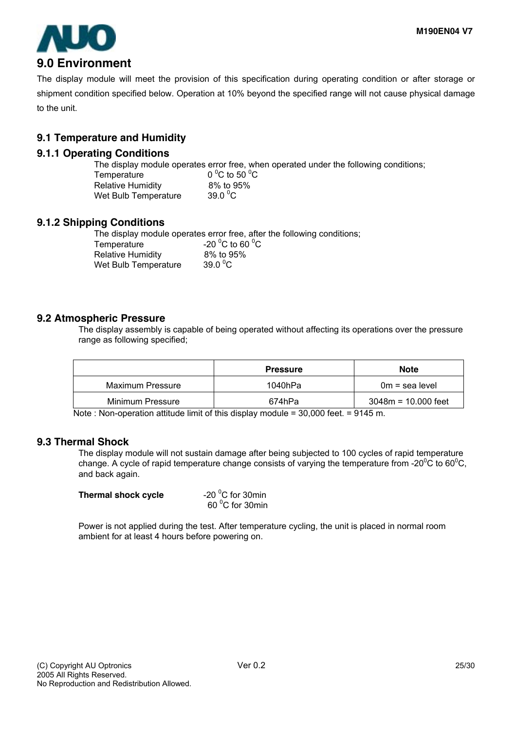# 9.0 Environment

The display module will meet the provision of this specification during operating condition or after storage or shipment condition specified below. Operation at 10% beyond the specified range will not cause physical damage to the unit.

## 9.1 Temperature and Humidity

### 9.1.1 Operating Conditions

The display module operates error free, when operated under the following conditions;

Temperature $0\ ^0C$ to $50\ ^0C$
Relative Humidity 8% to 95%
Wet Bulb Temperature $39.0\ ^0C$

### 9.1.2 Shipping Conditions

The display module operates error free, after the following conditions;

Temperature $-20\ ^0C$ to $60\ ^0C$
Relative Humidity 8% to 95%
Wet Bulb Temperature $39.0\ ^0C$

## 9.2 Atmospheric Pressure

The display assembly is capable of being operated without affecting its operations over the pressure range as following specified;

| | Pressure | Note |
|---|---|---|
| Maximum Pressure | 1040hPa | 0m = sea level |
| Minimum Pressure | 674hPa | 3048m = 10.000 feet |

Note : Non-operation attitude limit of this display module = 30,000 feet. = 9145 m.

## 9.3 Thermal Shock

The display module will not sustain damage after being subjected to 100 cycles of rapid temperature change. A cycle of rapid temperature change consists of varying the temperature from $-20^0C$ to $60^0C$, and back again.

**Thermal shock cycle** $-20\ ^0C$ for 30min
$60\ ^0C$ for 30min

Power is not applied during the test. After temperature cycling, the unit is placed in normal room ambient for at least 4 hours before powering on.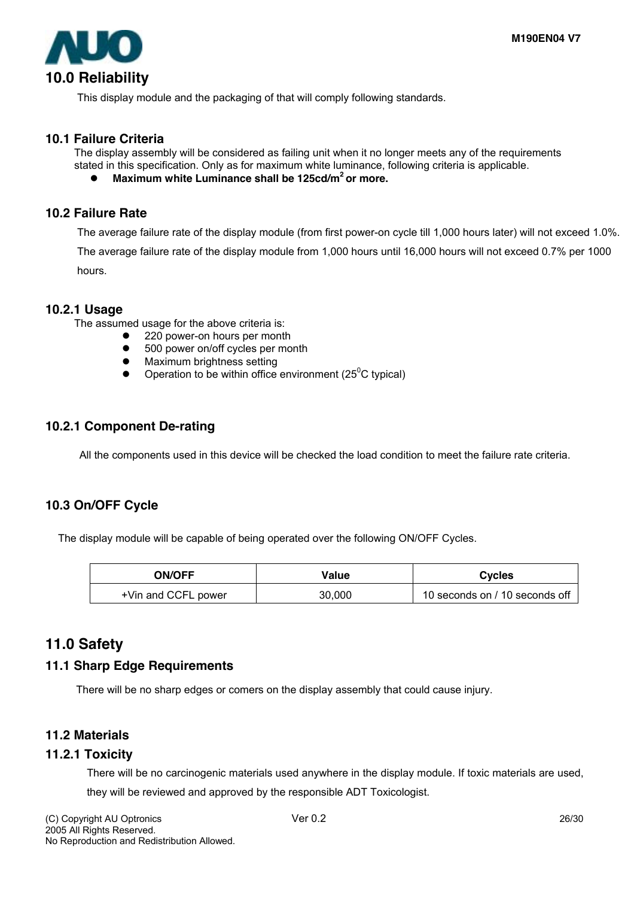# 10.0 Reliability

This display module and the packaging of that will comply following standards.

## 10.1 Failure Criteria

The display assembly will be considered as failing unit when it no longer meets any of the requirements stated in this specification. Only as for maximum white luminance, following criteria is applicable.

- **Maximum white Luminance shall be 125cd/m$^2$ or more.**

## 10.2 Failure Rate

The average failure rate of the display module (from first power-on cycle till 1,000 hours later) will not exceed 1.0%.

The average failure rate of the display module from 1,000 hours until 16,000 hours will not exceed 0.7% per 1000 hours.

### 10.2.1 Usage

The assumed usage for the above criteria is:

- 220 power-on hours per month
- 500 power on/off cycles per month
- Maximum brightness setting
- Operation to be within office environment (25$^0$C typical)

### 10.2.1 Component De-rating

All the components used in this device will be checked the load condition to meet the failure rate criteria.

## 10.3 On/OFF Cycle

The display module will be capable of being operated over the following ON/OFF Cycles.

| ON/OFF | Value | Cycles |
|---|---|---|
| +Vin and CCFL power | 30,000 | 10 seconds on / 10 seconds off |

# 11.0 Safety

## 11.1 Sharp Edge Requirements

There will be no sharp edges or comers on the display assembly that could cause injury.

## 11.2 Materials

### 11.2.1 Toxicity

There will be no carcinogenic materials used anywhere in the display module. If toxic materials are used, they will be reviewed and approved by the responsible ADT Toxicologist.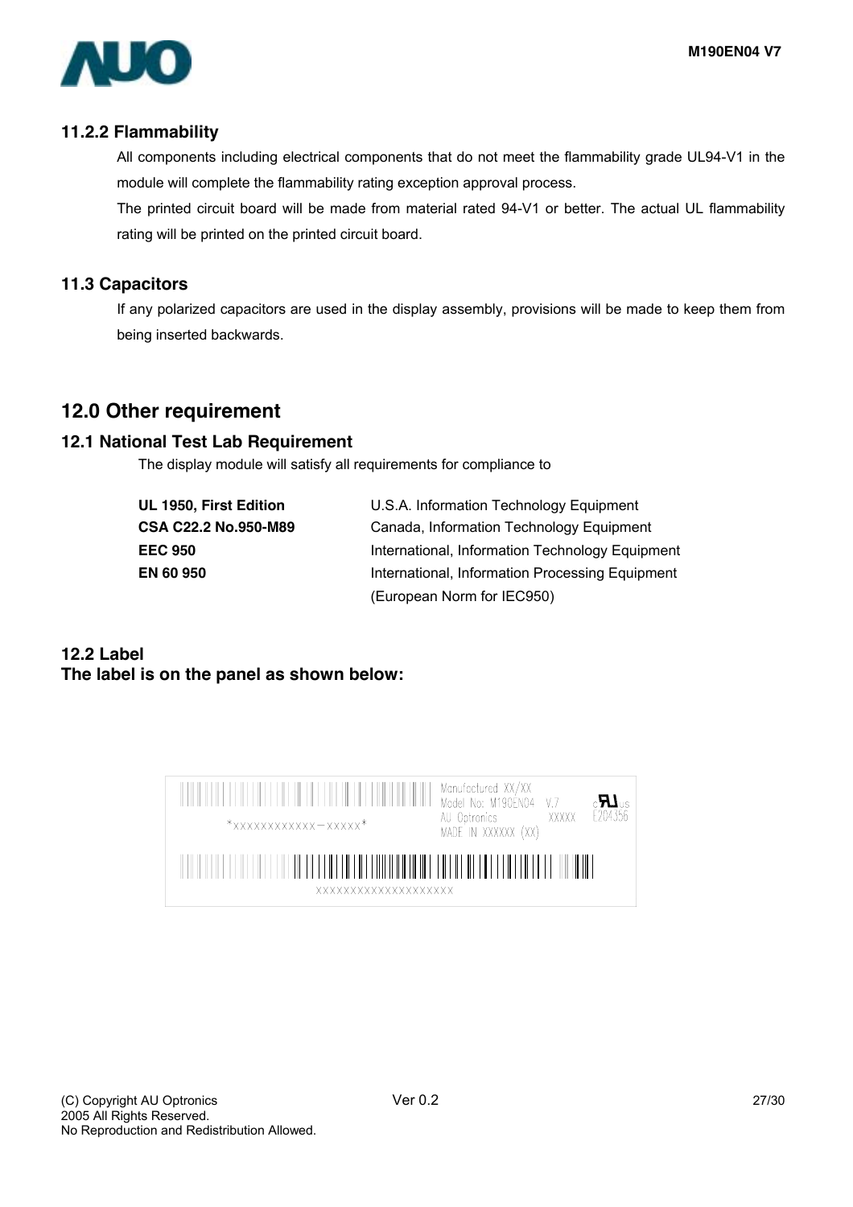### 11.2.2 Flammability

All components including electrical components that do not meet the flammability grade UL94-V1 in the module will complete the flammability rating exception approval process.

The printed circuit board will be made from material rated 94-V1 or better. The actual UL flammability rating will be printed on the printed circuit board.

## 11.3 Capacitors

If any polarized capacitors are used in the display assembly, provisions will be made to keep them from being inserted backwards.

# 12.0 Other requirement

## 12.1 National Test Lab Requirement

The display module will satisfy all requirements for compliance to

| | |
|---|---|
| **UL 1950, First Edition** | U.S.A. Information Technology Equipment |
| **CSA C22.2 No.950-M89** | Canada, Information Technology Equipment |
| **EEC 950** | International, Information Technology Equipment |
| **EN 60 950** | International, Information Processing Equipment (European Norm for IEC950) |

## 12.2 Label

**The label is on the panel as shown below:**

*XXXXXXXXXXXX-XXXXX*

Manufactured XX/XX
Model No: M190EN04 V.7
AU Optronics XXXXX
MADE IN XXXXXX (XX)

E204356

XXXXXXXXXXXXXXXXXXXX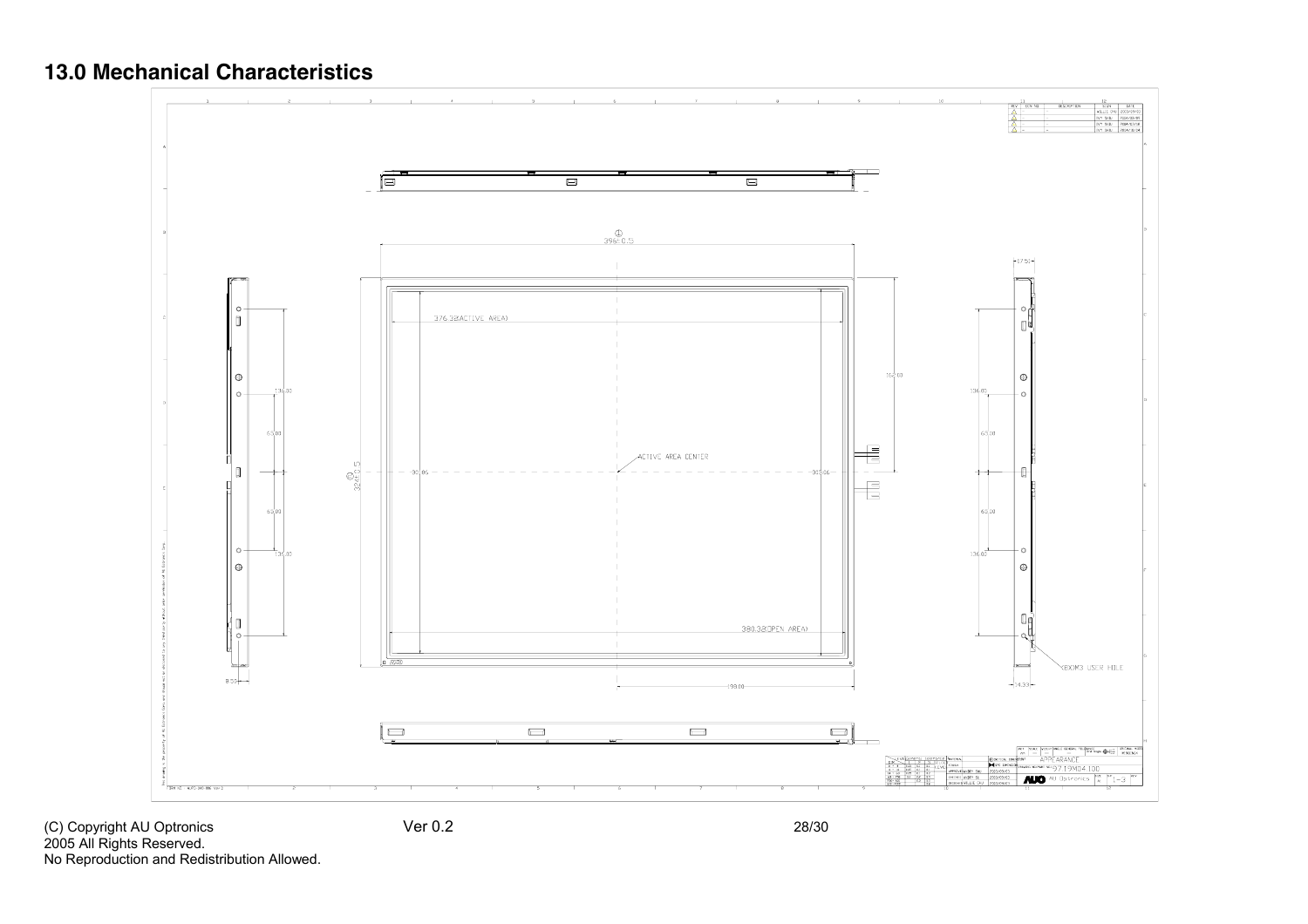## 13.0 Mechanical Characteristics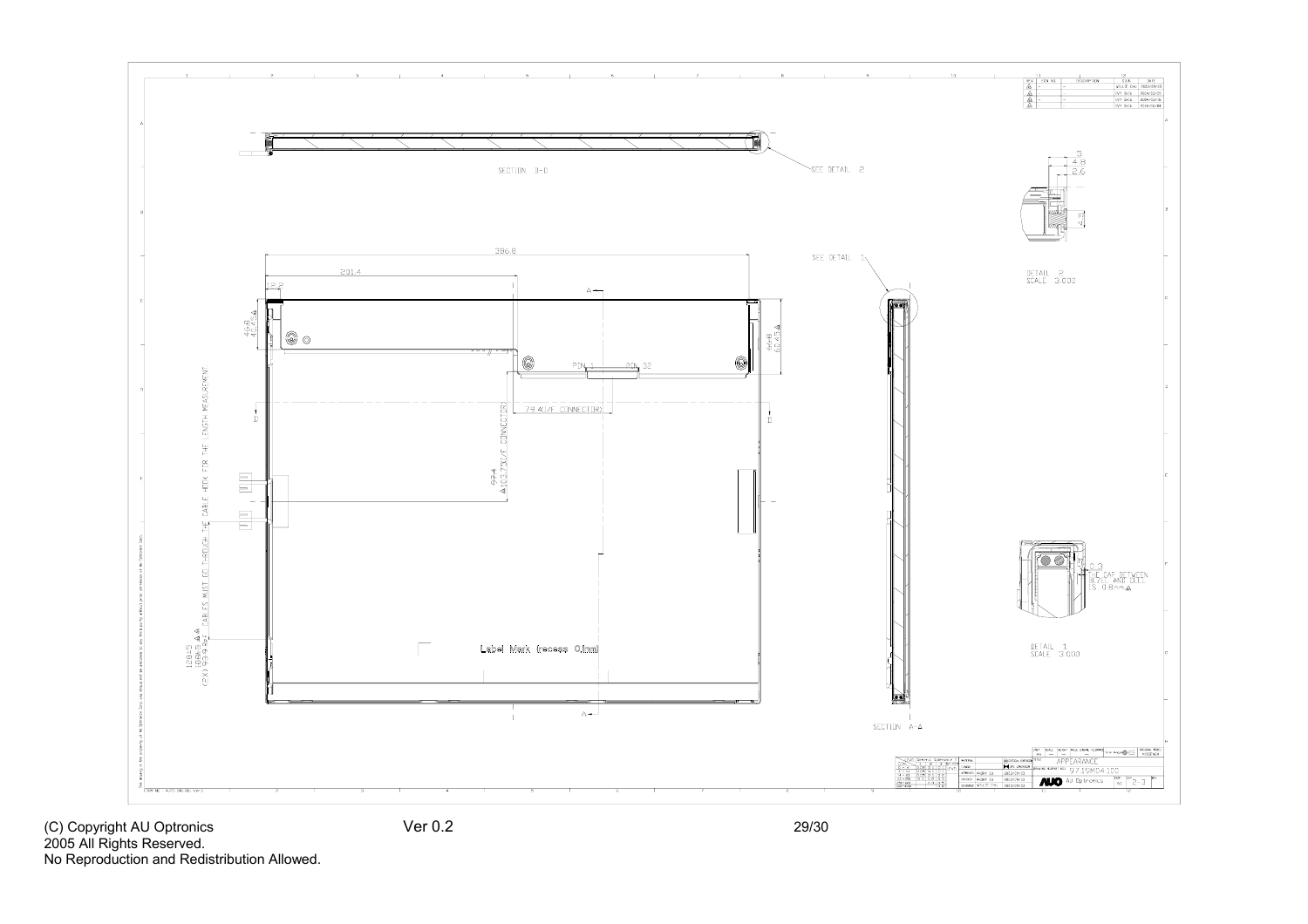SECTION B-B

SEE DETAIL 2

5
4.8
2.6

4.3

DETAIL 2
SCALE 3.000

386.8

201.4

12.2

SEE DETAIL 1

46.8
40.4

PIN 1 PIN 32

46.8
62.45

79.4(I/F CONNECTOR)

97.4
103.75(I/F CONNECTOR)

CABLES MUST GO THROUGH THE CABLE HOOK FOR THE LENGTH MEASUREMENT

0.3
THE GAP BETWEEN BEZEL AND CELL IS 0.8mm

128±5
(2X) 93.9 R=
169±5

DETAIL 1
SCALE 3.000

Label Mark (recess 0.1mm)

SECTION A-A

APPEARANCE

97.15M04.100

AU Optronics

(C) Copyright AU Optronics
2005 All Rights Reserved.
No Reproduction and Redistribution Allowed.

Ver 0.2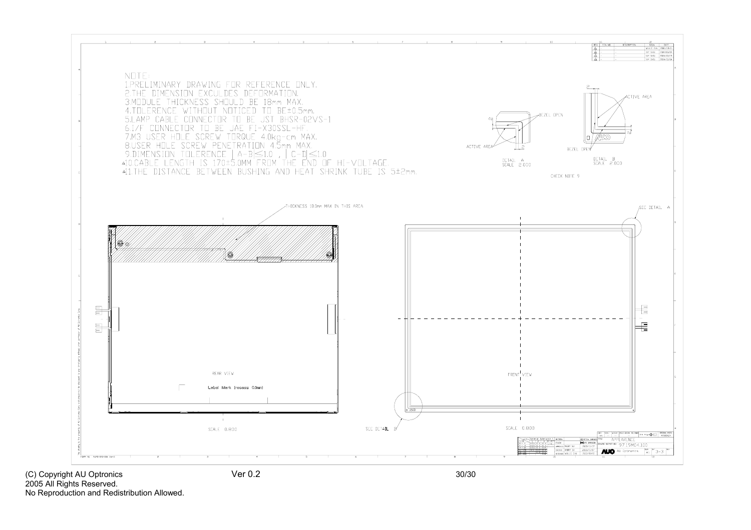NOTE:

1.PRELIMINARY DRAWING FOR REFERENCE ONLY.
2.THE DIMENSION EXCULDES DEFORMATION.
3.MODULE THICKNESS SHOULD BE 18mm MAX.
4.TOLERENCE WITHOUT NOTICED TO BE±0.5mm.
5.LAMP CABLE CONNECTOR TO BE JST BHSR-02VS-1
6.I/F CONNECTOR TO BE JAE FI-X30SSL-HF.
7.M3 USER HOLE SCREW TORQUE 4.0kg-cm MAX.
8.USER HOLE SCREW PENETRATION 4.5mm MAX.
9.DIMENSION TOLERENCE | A-B|≤1.0 , | C-D|≤1.0
10.CABLE LENGTH IS 170±5.0MM FROM THE END OF HI-VOLTAGE.
11.THE DISTANCE BETWEEN BUSHING AND HEAT SHRINK TUBE IS 5±2mm.

BEZEL OPEN
ACTIVE AREA
DETAIL A
SCALE 2.000

ACTIVE AREA
BEZEL OPEN
DETAIL B
SCALE 2.000

CHECK NOTE 9

THICKNESS 18.0mm MAX IN THIS AREA

SEE DETAIL A

REAR VIEW

Label Mark (recess 0.1mm)

SCALE 0.800

SEE DETAIL B

FRONT VIEW

SCALE 0.800

APPEARENCE

97.15M04.100

AU Optronics

A1 3-3

(C) Copyright AU Optronics
2005 All Rights Reserved.
No Reproduction and Redistribution Allowed.

Ver 0.2